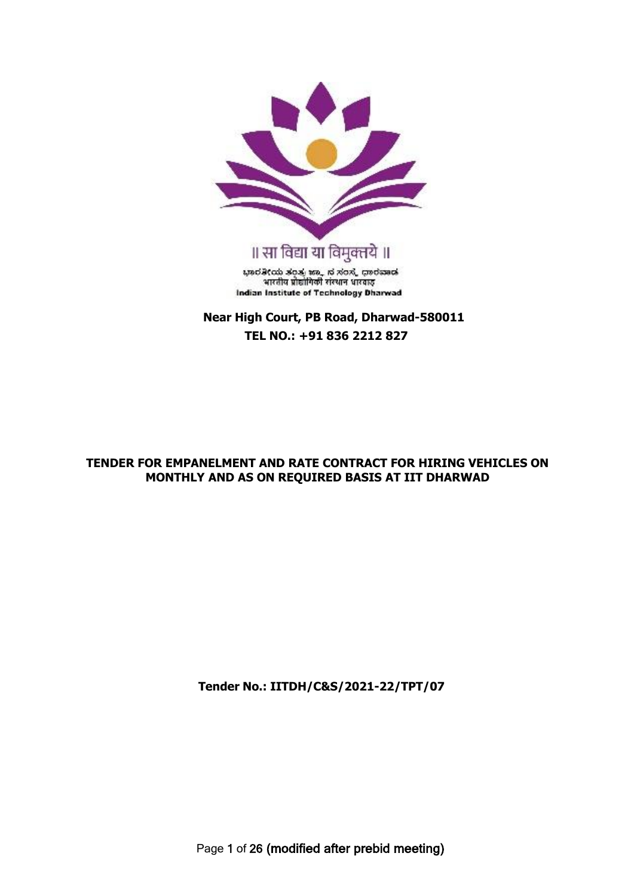॥ सा विद्या या विमुक्तये ॥

ಭಾರತೀಯ ತಂತ್ರಜ್ಞಾನ ಸಂಸ್ಥೆ ಧಾರವಾಡ

भारतीय प्रौद्योगिकी संस्थान धारवाड़

Indian Institute of Technology Dharwad

**Near High Court, PB Road, Dharwad-580011**

**TEL NO.: +91 836 2212 827**

# TENDER FOR EMPANELMENT AND RATE CONTRACT FOR HIRING VEHICLES ON MONTHLY AND AS ON REQUIRED BASIS AT IIT DHARWAD

**Tender No.: IITDH/C&S/2021-22/TPT/07**

(modified after prebid meeting)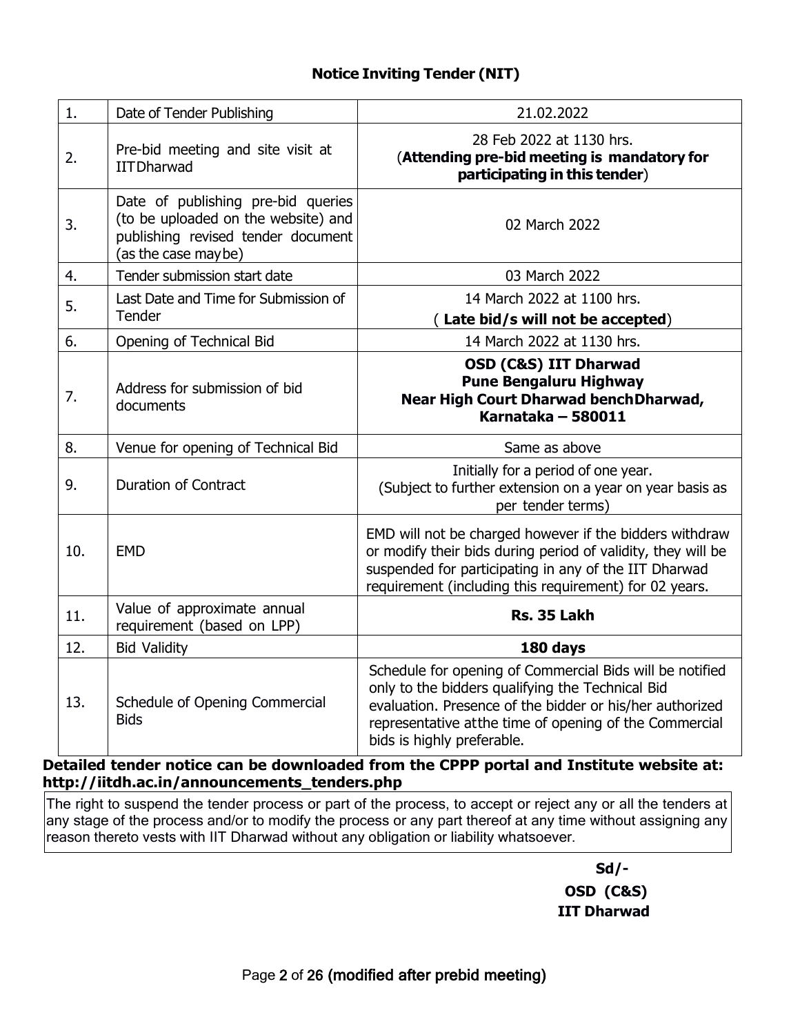## Notice Inviting Tender (NIT)

| | | |
|---|---|---|
| 1. | Date of Tender Publishing | 21.02.2022 |
| 2. | Pre-bid meeting and site visit at IITDharwad | 28 Feb 2022 at 1130 hrs. (**Attending pre-bid meeting is mandatory for participating in this tender**) |
| 3. | Date of publishing pre-bid queries (to be uploaded on the website) and publishing revised tender document (as the case maybe) | 02 March 2022 |
| 4. | Tender submission start date | 03 March 2022 |
| 5. | Last Date and Time for Submission of Tender | 14 March 2022 at 1100 hrs. ( **Late bid/s will not be accepted**) |
| 6. | Opening of Technical Bid | 14 March 2022 at 1130 hrs. |
| 7. | Address for submission of bid documents | **OSD (C&S) IIT Dharwad Pune Bengaluru Highway Near High Court Dharwad benchDharwad, Karnataka – 580011** |
| 8. | Venue for opening of Technical Bid | Same as above |
| 9. | Duration of Contract | Initially for a period of one year. (Subject to further extension on a year on year basis as per tender terms) |
| 10. | EMD | EMD will not be charged however if the bidders withdraw or modify their bids during period of validity, they will be suspended for participating in any of the IIT Dharwad requirement (including this requirement) for 02 years. |
| 11. | Value of approximate annual requirement (based on LPP) | **Rs. 35 Lakh** |
| 12. | Bid Validity | **180 days** |
| 13. | Schedule of Opening Commercial Bids | Schedule for opening of Commercial Bids will be notified only to the bidders qualifying the Technical Bid evaluation. Presence of the bidder or his/her authorized representative atthe time of opening of the Commercial bids is highly preferable. |

**Detailed tender notice can be downloaded from the CPPP portal and Institute website at: http://iitdh.ac.in/announcements_tenders.php**

The right to suspend the tender process or part of the process, to accept or reject any or all the tenders at any stage of the process and/or to modify the process or any part thereof at any time without assigning any reason thereto vests with IIT Dharwad without any obligation or liability whatsoever.

**Sd/-**
**OSD (C&S)**
**IIT Dharwad**

(modified after prebid meeting)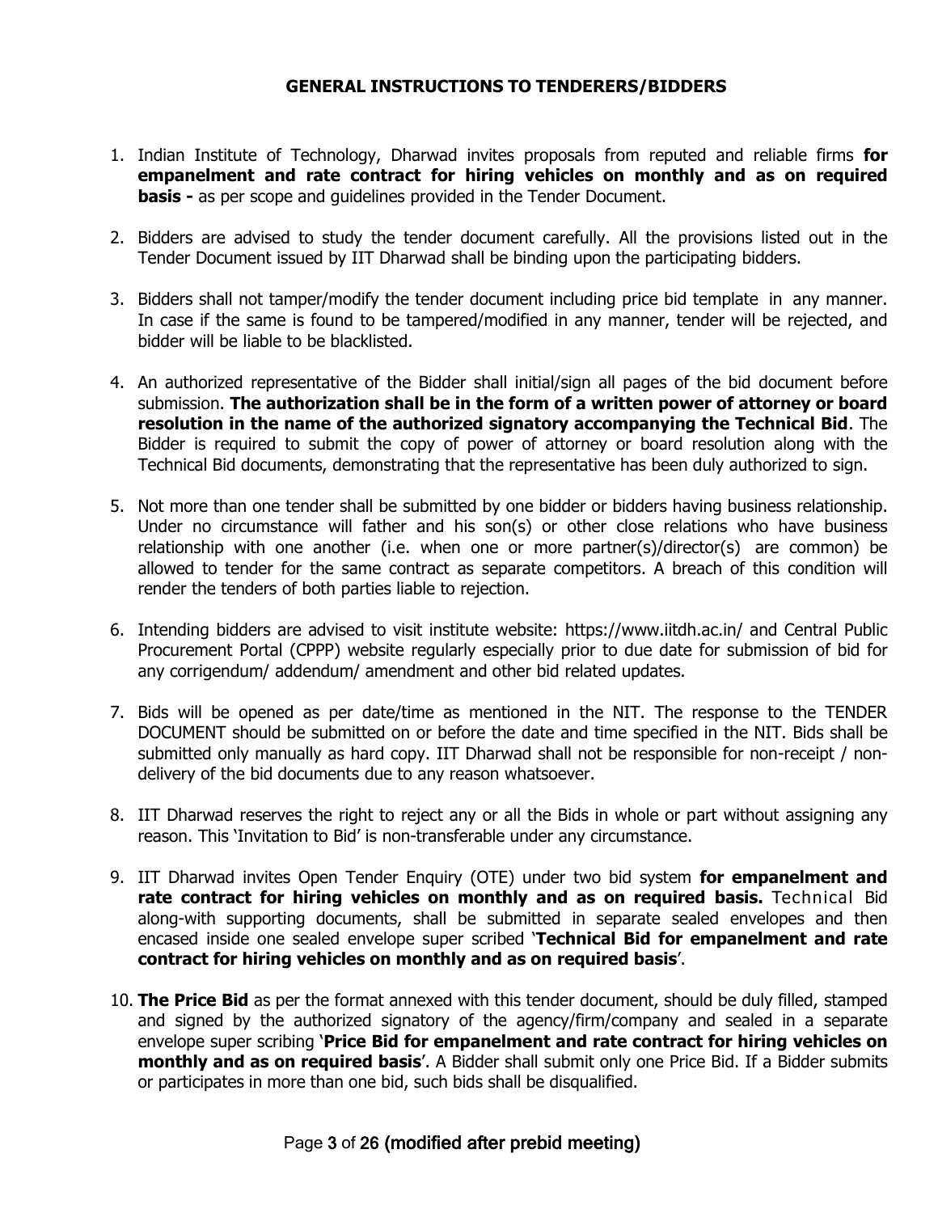## GENERAL INSTRUCTIONS TO TENDERERS/BIDDERS

1. Indian Institute of Technology, Dharwad invites proposals from reputed and reliable firms **for empanelment and rate contract for hiring vehicles on monthly and as on required basis -** as per scope and guidelines provided in the Tender Document.

2. Bidders are advised to study the tender document carefully. All the provisions listed out in the Tender Document issued by IIT Dharwad shall be binding upon the participating bidders.

3. Bidders shall not tamper/modify the tender document including price bid template in any manner. In case if the same is found to be tampered/modified in any manner, tender will be rejected, and bidder will be liable to be blacklisted.

4. An authorized representative of the Bidder shall initial/sign all pages of the bid document before submission. **The authorization shall be in the form of a written power of attorney or board resolution in the name of the authorized signatory accompanying the Technical Bid**. The Bidder is required to submit the copy of power of attorney or board resolution along with the Technical Bid documents, demonstrating that the representative has been duly authorized to sign.

5. Not more than one tender shall be submitted by one bidder or bidders having business relationship. Under no circumstance will father and his son(s) or other close relations who have business relationship with one another (i.e. when one or more partner(s)/director(s) are common) be allowed to tender for the same contract as separate competitors. A breach of this condition will render the tenders of both parties liable to rejection.

6. Intending bidders are advised to visit institute website: https://www.iitdh.ac.in/ and Central Public Procurement Portal (CPPP) website regularly especially prior to due date for submission of bid for any corrigendum/ addendum/ amendment and other bid related updates.

7. Bids will be opened as per date/time as mentioned in the NIT. The response to the TENDER DOCUMENT should be submitted on or before the date and time specified in the NIT. Bids shall be submitted only manually as hard copy. IIT Dharwad shall not be responsible for non-receipt / non-delivery of the bid documents due to any reason whatsoever.

8. IIT Dharwad reserves the right to reject any or all the Bids in whole or part without assigning any reason. This 'Invitation to Bid' is non-transferable under any circumstance.

9. IIT Dharwad invites Open Tender Enquiry (OTE) under two bid system **for empanelment and rate contract for hiring vehicles on monthly and as on required basis.** Technical Bid along-with supporting documents, shall be submitted in separate sealed envelopes and then encased inside one sealed envelope super scribed '**Technical Bid for empanelment and rate contract for hiring vehicles on monthly and as on required basis**'.

10. **The Price Bid** as per the format annexed with this tender document, should be duly filled, stamped and signed by the authorized signatory of the agency/firm/company and sealed in a separate envelope super scribing '**Price Bid for empanelment and rate contract for hiring vehicles on monthly and as on required basis**'. A Bidder shall submit only one Price Bid. If a Bidder submits or participates in more than one bid, such bids shall be disqualified.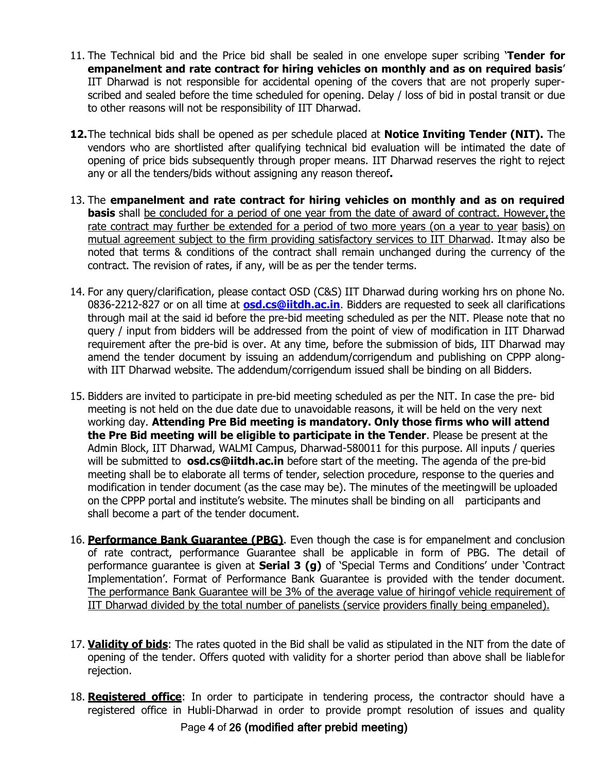11. The Technical bid and the Price bid shall be sealed in one envelope super scribing '**Tender for empanelment and rate contract for hiring vehicles on monthly and as on required basis**' IIT Dharwad is not responsible for accidental opening of the covers that are not properly super-scribed and sealed before the time scheduled for opening. Delay / loss of bid in postal transit or due to other reasons will not be responsibility of IIT Dharwad.

12. The technical bids shall be opened as per schedule placed at **Notice Inviting Tender (NIT).** The vendors who are shortlisted after qualifying technical bid evaluation will be intimated the date of opening of price bids subsequently through proper means. IIT Dharwad reserves the right to reject any or all the tenders/bids without assigning any reason thereof**.**

13. The **empanelment and rate contract for hiring vehicles on monthly and as on required basis** shall be concluded for a period of one year from the date of award of contract. However, the rate contract may further be extended for a period of two more years (on a year to year basis) on mutual agreement subject to the firm providing satisfactory services to IIT Dharwad. It may also be noted that terms & conditions of the contract shall remain unchanged during the currency of the contract. The revision of rates, if any, will be as per the tender terms.

14. For any query/clarification, please contact OSD (C&S) IIT Dharwad during working hrs on phone No. 0836-2212-827 or on all time at **osd.cs@iitdh.ac.in**. Bidders are requested to seek all clarifications through mail at the said id before the pre-bid meeting scheduled as per the NIT. Please note that no query / input from bidders will be addressed from the point of view of modification in IIT Dharwad requirement after the pre-bid is over. At any time, before the submission of bids, IIT Dharwad may amend the tender document by issuing an addendum/corrigendum and publishing on CPPP along-with IIT Dharwad website. The addendum/corrigendum issued shall be binding on all Bidders.

15. Bidders are invited to participate in pre-bid meeting scheduled as per the NIT. In case the pre- bid meeting is not held on the due date due to unavoidable reasons, it will be held on the very next working day. **Attending Pre Bid meeting is mandatory. Only those firms who will attend the Pre Bid meeting will be eligible to participate in the Tender**. Please be present at the Admin Block, IIT Dharwad, WALMI Campus, Dharwad-580011 for this purpose. All inputs / queries will be submitted to **osd.cs@iitdh.ac.in** before start of the meeting. The agenda of the pre-bid meeting shall be to elaborate all terms of tender, selection procedure, response to the queries and modification in tender document (as the case may be). The minutes of the meeting will be uploaded on the CPPP portal and institute's website. The minutes shall be binding on all participants and shall become a part of the tender document.

16. **Performance Bank Guarantee (PBG)**. Even though the case is for empanelment and conclusion of rate contract, performance Guarantee shall be applicable in form of PBG. The detail of performance guarantee is given at **Serial 3 (g)** of 'Special Terms and Conditions' under 'Contract Implementation'. Format of Performance Bank Guarantee is provided with the tender document. The performance Bank Guarantee will be 3% of the average value of hiring of vehicle requirement of IIT Dharwad divided by the total number of panelists (service providers finally being empaneled).

17. **Validity of bids**: The rates quoted in the Bid shall be valid as stipulated in the NIT from the date of opening of the tender. Offers quoted with validity for a shorter period than above shall be liable for rejection.

18. **Registered office**: In order to participate in tendering process, the contractor should have a registered office in Hubli-Dharwad in order to provide prompt resolution of issues and quality

(modified after prebid meeting)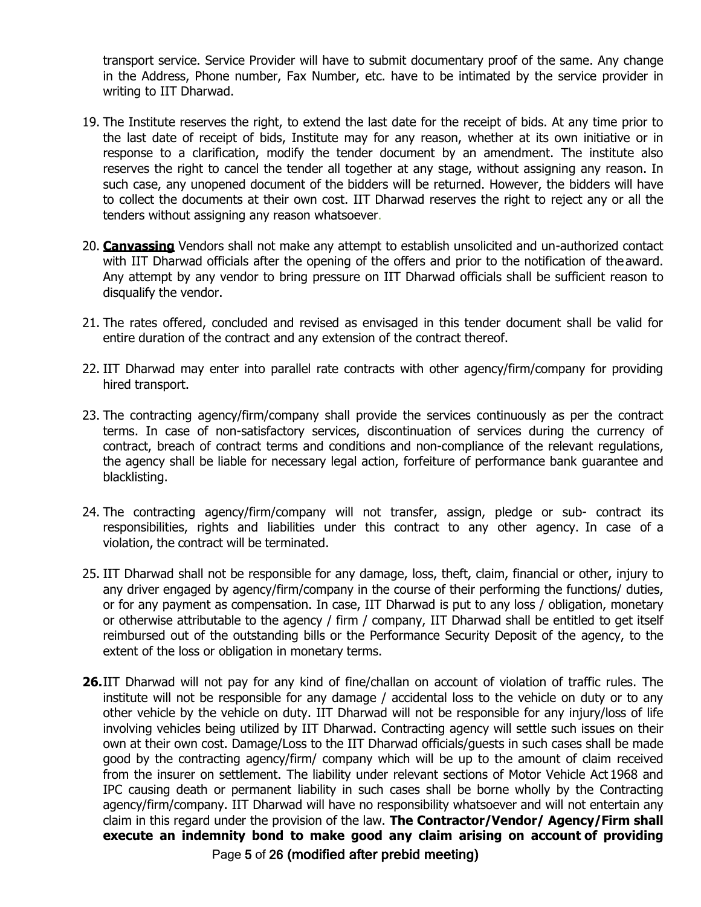transport service. Service Provider will have to submit documentary proof of the same. Any change in the Address, Phone number, Fax Number, etc. have to be intimated by the service provider in writing to IIT Dharwad.

19. The Institute reserves the right, to extend the last date for the receipt of bids. At any time prior to the last date of receipt of bids, Institute may for any reason, whether at its own initiative or in response to a clarification, modify the tender document by an amendment. The institute also reserves the right to cancel the tender all together at any stage, without assigning any reason. In such case, any unopened document of the bidders will be returned. However, the bidders will have to collect the documents at their own cost. IIT Dharwad reserves the right to reject any or all the tenders without assigning any reason whatsoever.

20. **Canvassing** Vendors shall not make any attempt to establish unsolicited and un-authorized contact with IIT Dharwad officials after the opening of the offers and prior to the notification of the award. Any attempt by any vendor to bring pressure on IIT Dharwad officials shall be sufficient reason to disqualify the vendor.

21. The rates offered, concluded and revised as envisaged in this tender document shall be valid for entire duration of the contract and any extension of the contract thereof.

22. IIT Dharwad may enter into parallel rate contracts with other agency/firm/company for providing hired transport.

23. The contracting agency/firm/company shall provide the services continuously as per the contract terms. In case of non-satisfactory services, discontinuation of services during the currency of contract, breach of contract terms and conditions and non-compliance of the relevant regulations, the agency shall be liable for necessary legal action, forfeiture of performance bank guarantee and blacklisting.

24. The contracting agency/firm/company will not transfer, assign, pledge or sub- contract its responsibilities, rights and liabilities under this contract to any other agency. In case of a violation, the contract will be terminated.

25. IIT Dharwad shall not be responsible for any damage, loss, theft, claim, financial or other, injury to any driver engaged by agency/firm/company in the course of their performing the functions/ duties, or for any payment as compensation. In case, IIT Dharwad is put to any loss / obligation, monetary or otherwise attributable to the agency / firm / company, IIT Dharwad shall be entitled to get itself reimbursed out of the outstanding bills or the Performance Security Deposit of the agency, to the extent of the loss or obligation in monetary terms.

**26.** IIT Dharwad will not pay for any kind of fine/challan on account of violation of traffic rules. The institute will not be responsible for any damage / accidental loss to the vehicle on duty or to any other vehicle by the vehicle on duty. IIT Dharwad will not be responsible for any injury/loss of life involving vehicles being utilized by IIT Dharwad. Contracting agency will settle such issues on their own at their own cost. Damage/Loss to the IIT Dharwad officials/guests in such cases shall be made good by the contracting agency/firm/ company which will be up to the amount of claim received from the insurer on settlement. The liability under relevant sections of Motor Vehicle Act 1968 and IPC causing death or permanent liability in such cases shall be borne wholly by the Contracting agency/firm/company. IIT Dharwad will have no responsibility whatsoever and will not entertain any claim in this regard under the provision of the law. **The Contractor/Vendor/ Agency/Firm shall execute an indemnity bond to make good any claim arising on account of providing**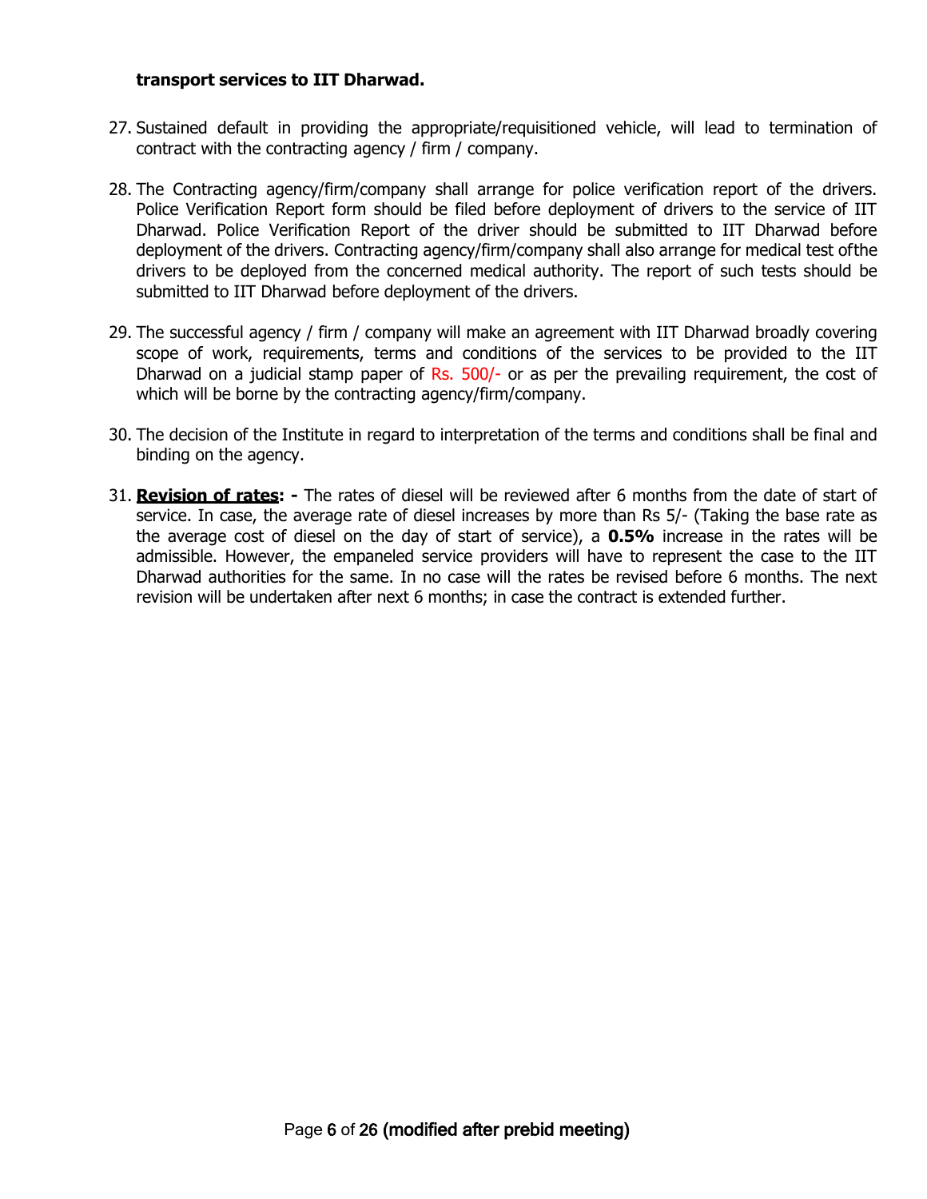**transport services to IIT Dharwad.**

27. Sustained default in providing the appropriate/requisitioned vehicle, will lead to termination of contract with the contracting agency / firm / company.

28. The Contracting agency/firm/company shall arrange for police verification report of the drivers. Police Verification Report form should be filed before deployment of drivers to the service of IIT Dharwad. Police Verification Report of the driver should be submitted to IIT Dharwad before deployment of the drivers. Contracting agency/firm/company shall also arrange for medical test ofthe drivers to be deployed from the concerned medical authority. The report of such tests should be submitted to IIT Dharwad before deployment of the drivers.

29. The successful agency / firm / company will make an agreement with IIT Dharwad broadly covering scope of work, requirements, terms and conditions of the services to be provided to the IIT Dharwad on a judicial stamp paper of Rs. 500/- or as per the prevailing requirement, the cost of which will be borne by the contracting agency/firm/company.

30. The decision of the Institute in regard to interpretation of the terms and conditions shall be final and binding on the agency.

31. **Revision of rates: -** The rates of diesel will be reviewed after 6 months from the date of start of service. In case, the average rate of diesel increases by more than Rs 5/- (Taking the base rate as the average cost of diesel on the day of start of service), a **0.5%** increase in the rates will be admissible. However, the empaneled service providers will have to represent the case to the IIT Dharwad authorities for the same. In no case will the rates be revised before 6 months. The next revision will be undertaken after next 6 months; in case the contract is extended further.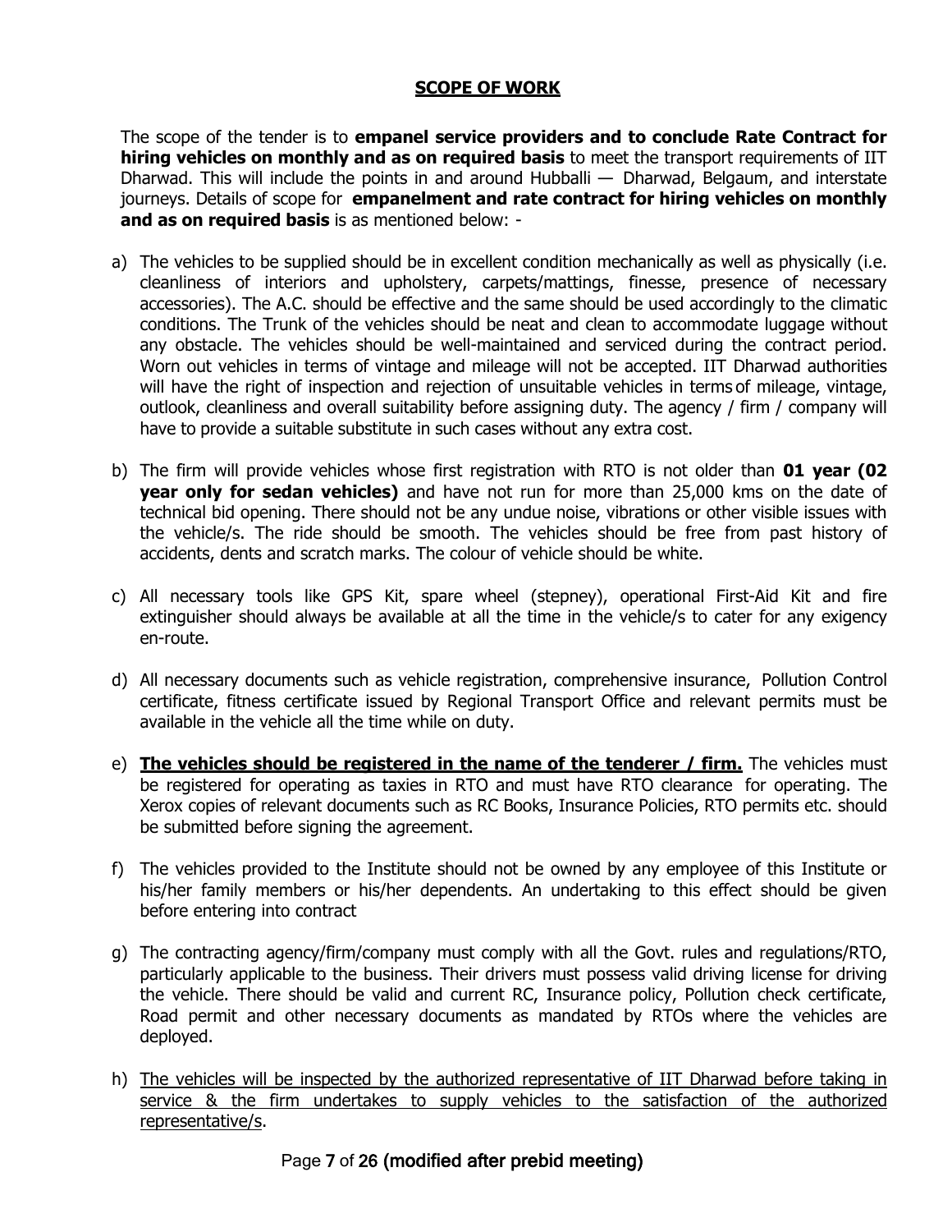## SCOPE OF WORK

The scope of the tender is to **empanel service providers and to conclude Rate Contract for hiring vehicles on monthly and as on required basis** to meet the transport requirements of IIT Dharwad. This will include the points in and around Hubballi — Dharwad, Belgaum, and interstate journeys. Details of scope for **empanelment and rate contract for hiring vehicles on monthly and as on required basis** is as mentioned below: -

a) The vehicles to be supplied should be in excellent condition mechanically as well as physically (i.e. cleanliness of interiors and upholstery, carpets/mattings, finesse, presence of necessary accessories). The A.C. should be effective and the same should be used accordingly to the climatic conditions. The Trunk of the vehicles should be neat and clean to accommodate luggage without any obstacle. The vehicles should be well-maintained and serviced during the contract period. Worn out vehicles in terms of vintage and mileage will not be accepted. IIT Dharwad authorities will have the right of inspection and rejection of unsuitable vehicles in terms of mileage, vintage, outlook, cleanliness and overall suitability before assigning duty. The agency / firm / company will have to provide a suitable substitute in such cases without any extra cost.

b) The firm will provide vehicles whose first registration with RTO is not older than **01 year (02 year only for sedan vehicles)** and have not run for more than 25,000 kms on the date of technical bid opening. There should not be any undue noise, vibrations or other visible issues with the vehicle/s. The ride should be smooth. The vehicles should be free from past history of accidents, dents and scratch marks. The colour of vehicle should be white.

c) All necessary tools like GPS Kit, spare wheel (stepney), operational First-Aid Kit and fire extinguisher should always be available at all the time in the vehicle/s to cater for any exigency en-route.

d) All necessary documents such as vehicle registration, comprehensive insurance, Pollution Control certificate, fitness certificate issued by Regional Transport Office and relevant permits must be available in the vehicle all the time while on duty.

e) <u>**The vehicles should be registered in the name of the tenderer / firm.**</u> The vehicles must be registered for operating as taxies in RTO and must have RTO clearance for operating. The Xerox copies of relevant documents such as RC Books, Insurance Policies, RTO permits etc. should be submitted before signing the agreement.

f) The vehicles provided to the Institute should not be owned by any employee of this Institute or his/her family members or his/her dependents. An undertaking to this effect should be given before entering into contract

g) The contracting agency/firm/company must comply with all the Govt. rules and regulations/RTO, particularly applicable to the business. Their drivers must possess valid driving license for driving the vehicle. There should be valid and current RC, Insurance policy, Pollution check certificate, Road permit and other necessary documents as mandated by RTOs where the vehicles are deployed.

h) <u>The vehicles will be inspected by the authorized representative of IIT Dharwad before taking in service & the firm undertakes to supply vehicles to the satisfaction of the authorized representative/s</u>.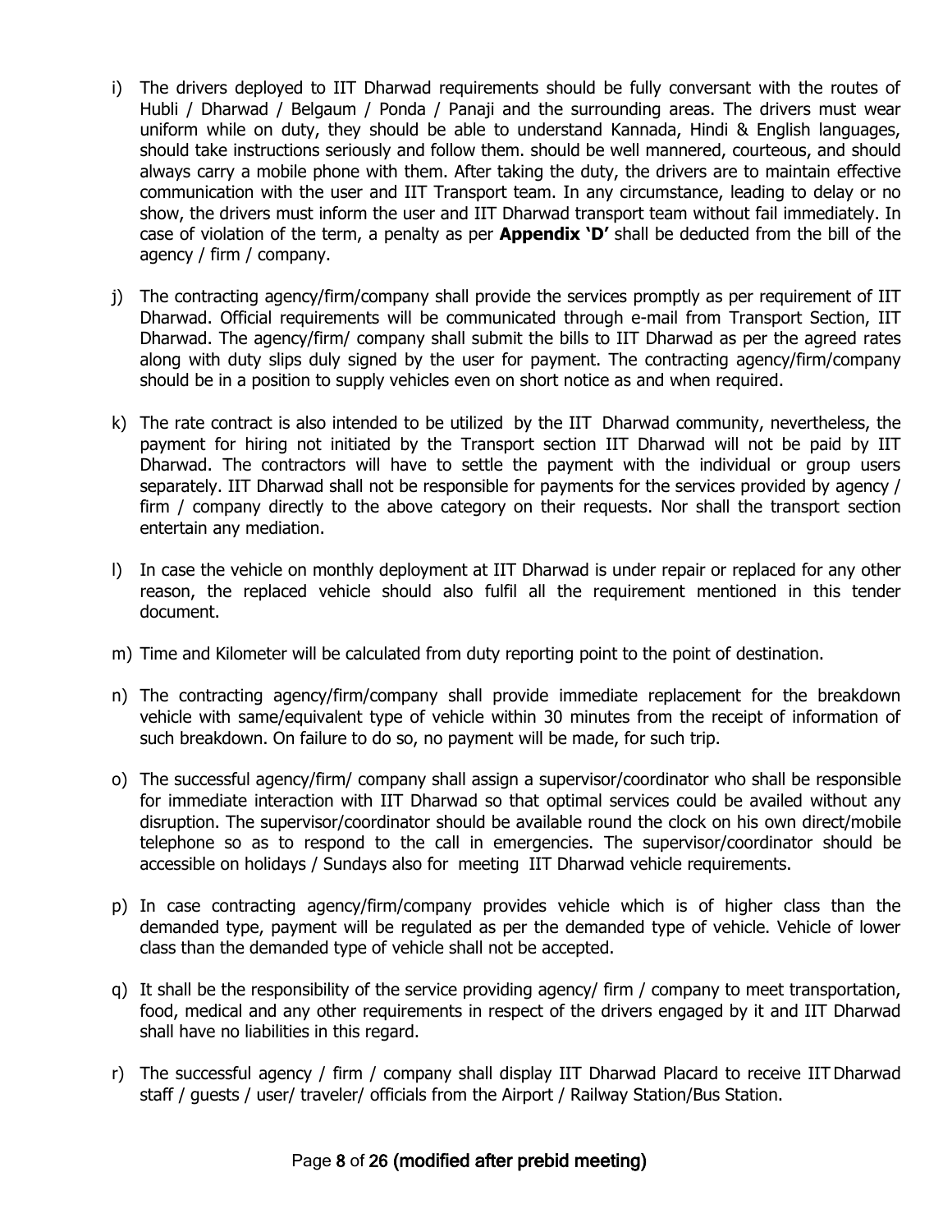i) The drivers deployed to IIT Dharwad requirements should be fully conversant with the routes of Hubli / Dharwad / Belgaum / Ponda / Panaji and the surrounding areas. The drivers must wear uniform while on duty, they should be able to understand Kannada, Hindi & English languages, should take instructions seriously and follow them. should be well mannered, courteous, and should always carry a mobile phone with them. After taking the duty, the drivers are to maintain effective communication with the user and IIT Transport team. In any circumstance, leading to delay or no show, the drivers must inform the user and IIT Dharwad transport team without fail immediately. In case of violation of the term, a penalty as per **Appendix 'D'** shall be deducted from the bill of the agency / firm / company.

j) The contracting agency/firm/company shall provide the services promptly as per requirement of IIT Dharwad. Official requirements will be communicated through e-mail from Transport Section, IIT Dharwad. The agency/firm/ company shall submit the bills to IIT Dharwad as per the agreed rates along with duty slips duly signed by the user for payment. The contracting agency/firm/company should be in a position to supply vehicles even on short notice as and when required.

k) The rate contract is also intended to be utilized by the IIT Dharwad community, nevertheless, the payment for hiring not initiated by the Transport section IIT Dharwad will not be paid by IIT Dharwad. The contractors will have to settle the payment with the individual or group users separately. IIT Dharwad shall not be responsible for payments for the services provided by agency / firm / company directly to the above category on their requests. Nor shall the transport section entertain any mediation.

l) In case the vehicle on monthly deployment at IIT Dharwad is under repair or replaced for any other reason, the replaced vehicle should also fulfil all the requirement mentioned in this tender document.

m) Time and Kilometer will be calculated from duty reporting point to the point of destination.

n) The contracting agency/firm/company shall provide immediate replacement for the breakdown vehicle with same/equivalent type of vehicle within 30 minutes from the receipt of information of such breakdown. On failure to do so, no payment will be made, for such trip.

o) The successful agency/firm/ company shall assign a supervisor/coordinator who shall be responsible for immediate interaction with IIT Dharwad so that optimal services could be availed without any disruption. The supervisor/coordinator should be available round the clock on his own direct/mobile telephone so as to respond to the call in emergencies. The supervisor/coordinator should be accessible on holidays / Sundays also for meeting IIT Dharwad vehicle requirements.

p) In case contracting agency/firm/company provides vehicle which is of higher class than the demanded type, payment will be regulated as per the demanded type of vehicle. Vehicle of lower class than the demanded type of vehicle shall not be accepted.

q) It shall be the responsibility of the service providing agency/ firm / company to meet transportation, food, medical and any other requirements in respect of the drivers engaged by it and IIT Dharwad shall have no liabilities in this regard.

r) The successful agency / firm / company shall display IIT Dharwad Placard to receive IIT Dharwad staff / guests / user/ traveler/ officials from the Airport / Railway Station/Bus Station.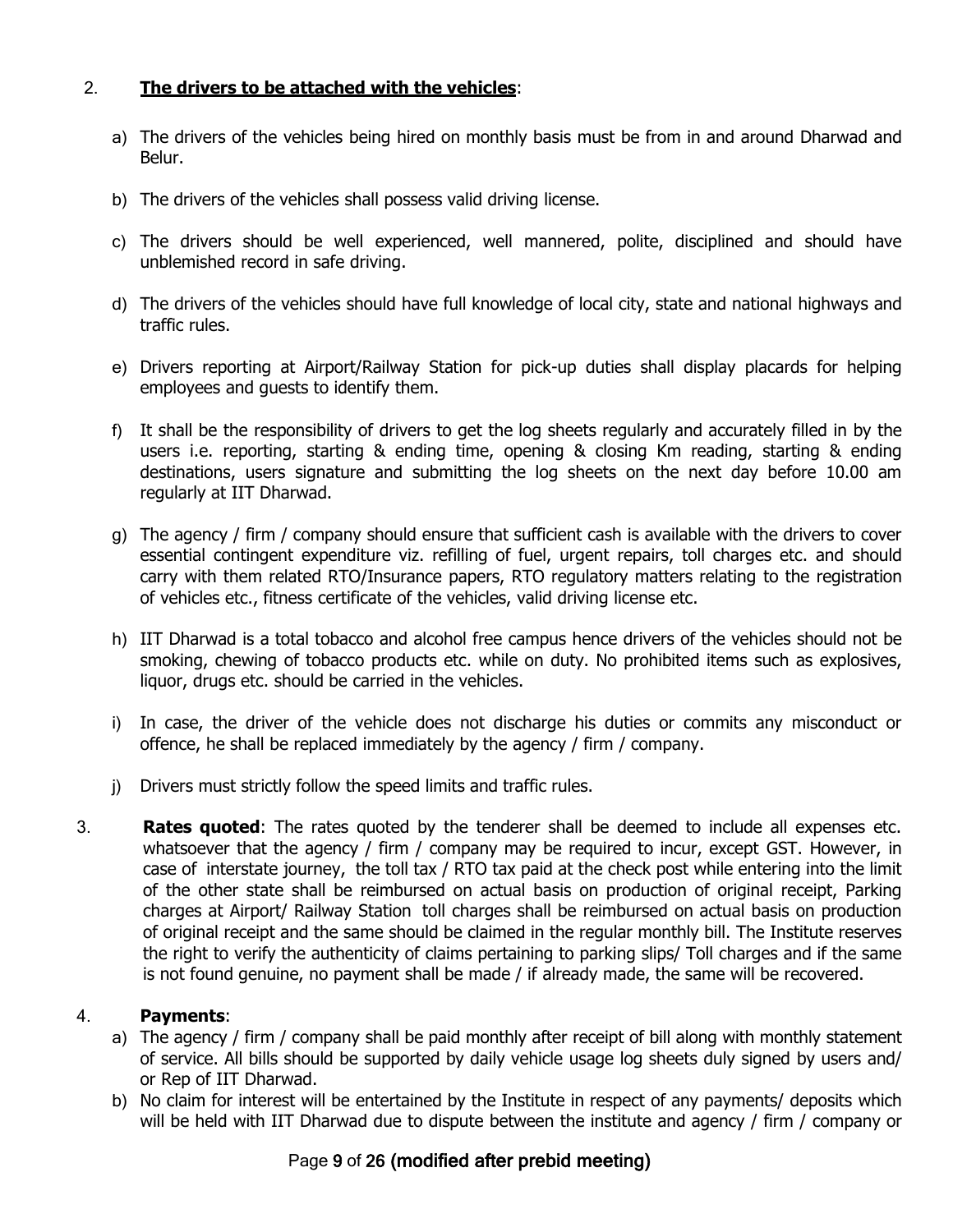2. **<u>The drivers to be attached with the vehicles</u>**:

a) The drivers of the vehicles being hired on monthly basis must be from in and around Dharwad and Belur.

b) The drivers of the vehicles shall possess valid driving license.

c) The drivers should be well experienced, well mannered, polite, disciplined and should have unblemished record in safe driving.

d) The drivers of the vehicles should have full knowledge of local city, state and national highways and traffic rules.

e) Drivers reporting at Airport/Railway Station for pick-up duties shall display placards for helping employees and guests to identify them.

f) It shall be the responsibility of drivers to get the log sheets regularly and accurately filled in by the users i.e. reporting, starting & ending time, opening & closing Km reading, starting & ending destinations, users signature and submitting the log sheets on the next day before 10.00 am regularly at IIT Dharwad.

g) The agency / firm / company should ensure that sufficient cash is available with the drivers to cover essential contingent expenditure viz. refilling of fuel, urgent repairs, toll charges etc. and should carry with them related RTO/Insurance papers, RTO regulatory matters relating to the registration of vehicles etc., fitness certificate of the vehicles, valid driving license etc.

h) IIT Dharwad is a total tobacco and alcohol free campus hence drivers of the vehicles should not be smoking, chewing of tobacco products etc. while on duty. No prohibited items such as explosives, liquor, drugs etc. should be carried in the vehicles.

i) In case, the driver of the vehicle does not discharge his duties or commits any misconduct or offence, he shall be replaced immediately by the agency / firm / company.

j) Drivers must strictly follow the speed limits and traffic rules.

3. **Rates quoted**: The rates quoted by the tenderer shall be deemed to include all expenses etc. whatsoever that the agency / firm / company may be required to incur, except GST. However, in case of interstate journey, the toll tax / RTO tax paid at the check post while entering into the limit of the other state shall be reimbursed on actual basis on production of original receipt, Parking charges at Airport/ Railway Station toll charges shall be reimbursed on actual basis on production of original receipt and the same should be claimed in the regular monthly bill. The Institute reserves the right to verify the authenticity of claims pertaining to parking slips/ Toll charges and if the same is not found genuine, no payment shall be made / if already made, the same will be recovered.

4. **Payments**:

a) The agency / firm / company shall be paid monthly after receipt of bill along with monthly statement of service. All bills should be supported by daily vehicle usage log sheets duly signed by users and/ or Rep of IIT Dharwad.

b) No claim for interest will be entertained by the Institute in respect of any payments/ deposits which will be held with IIT Dharwad due to dispute between the institute and agency / firm / company or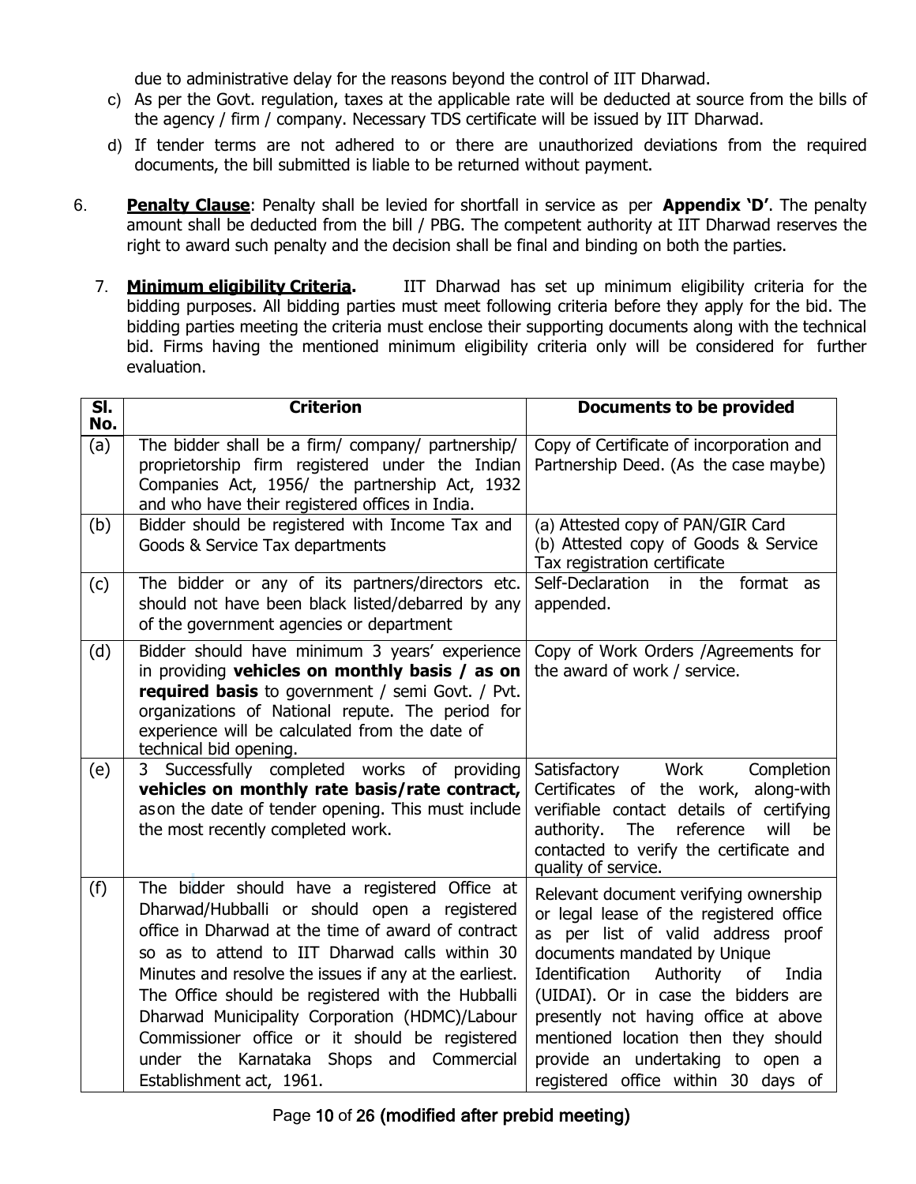due to administrative delay for the reasons beyond the control of IIT Dharwad.

c) As per the Govt. regulation, taxes at the applicable rate will be deducted at source from the bills of the agency / firm / company. Necessary TDS certificate will be issued by IIT Dharwad.

d) If tender terms are not adhered to or there are unauthorized deviations from the required documents, the bill submitted is liable to be returned without payment.

6. **Penalty Clause**: Penalty shall be levied for shortfall in service as per **Appendix 'D'**. The penalty amount shall be deducted from the bill / PBG. The competent authority at IIT Dharwad reserves the right to award such penalty and the decision shall be final and binding on both the parties.

7. **Minimum eligibility Criteria.** IIT Dharwad has set up minimum eligibility criteria for the bidding purposes. All bidding parties must meet following criteria before they apply for the bid. The bidding parties meeting the criteria must enclose their supporting documents along with the technical bid. Firms having the mentioned minimum eligibility criteria only will be considered for further evaluation.

| Sl. No. | Criterion | Documents to be provided |
|---|---|---|
| (a) | The bidder shall be a firm/ company/ partnership/ proprietorship firm registered under the Indian Companies Act, 1956/ the partnership Act, 1932 and who have their registered offices in India. | Copy of Certificate of incorporation and Partnership Deed. (As the case maybe) |
| (b) | Bidder should be registered with Income Tax and Goods & Service Tax departments | (a) Attested copy of PAN/GIR Card<br>(b) Attested copy of Goods & Service Tax registration certificate |
| (c) | The bidder or any of its partners/directors etc. should not have been black listed/debarred by any of the government agencies or department | Self-Declaration in the format as appended. |
| (d) | Bidder should have minimum 3 years' experience in providing **vehicles on monthly basis / as on required basis** to government / semi Govt. / Pvt. organizations of National repute. The period for experience will be calculated from the date of technical bid opening. | Copy of Work Orders /Agreements for the award of work / service. |
| (e) | 3 Successfully completed works of providing **vehicles on monthly rate basis/rate contract,** as on the date of tender opening. This must include the most recently completed work. | Satisfactory Work Completion Certificates of the work, along-with verifiable contact details of certifying authority. The reference will be contacted to verify the certificate and quality of service. |
| (f) | The bidder should have a registered Office at Dharwad/Hubballi or should open a registered office in Dharwad at the time of award of contract so as to attend to IIT Dharwad calls within 30 Minutes and resolve the issues if any at the earliest. The Office should be registered with the Hubballi Dharwad Municipality Corporation (HDMC)/Labour Commissioner office or it should be registered under the Karnataka Shops and Commercial Establishment act, 1961. | Relevant document verifying ownership or legal lease of the registered office as per list of valid address proof documents mandated by Unique Identification Authority of India (UIDAI). Or in case the bidders are presently not having office at above mentioned location then they should provide an undertaking to open a registered office within 30 days of |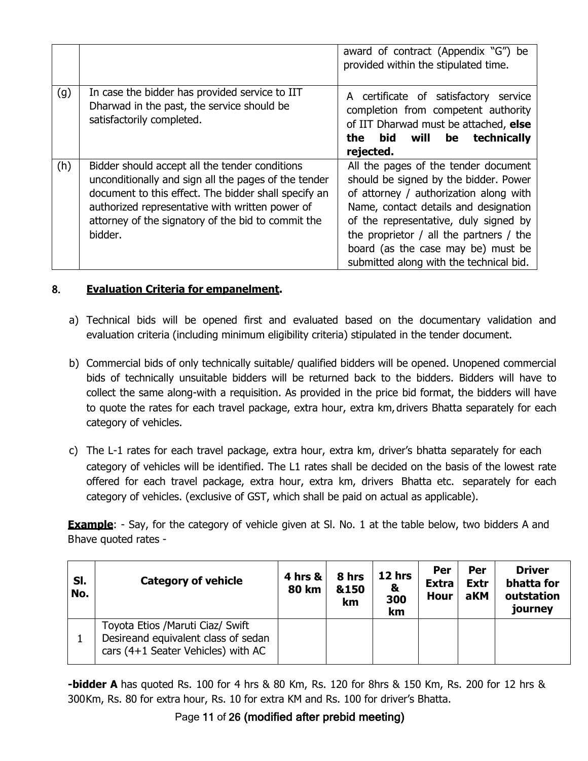| | | |
|---|---|---|
| | | award of contract (Appendix "G") be provided within the stipulated time. |
| (g) | In case the bidder has provided service to IIT Dharwad in the past, the service should be satisfactorily completed. | A certificate of satisfactory service completion from competent authority of IIT Dharwad must be attached, **else the bid will be technically rejected.** |
| (h) | Bidder should accept all the tender conditions unconditionally and sign all the pages of the tender document to this effect. The bidder shall specify an authorized representative with written power of attorney of the signatory of the bid to commit the bidder. | All the pages of the tender document should be signed by the bidder. Power of attorney / authorization along with Name, contact details and designation of the representative, duly signed by the proprietor / all the partners / the board (as the case may be) must be submitted along with the technical bid. |

## 8. <u>Evaluation Criteria for empanelment</u>.

a) Technical bids will be opened first and evaluated based on the documentary validation and evaluation criteria (including minimum eligibility criteria) stipulated in the tender document.

b) Commercial bids of only technically suitable/ qualified bidders will be opened. Unopened commercial bids of technically unsuitable bidders will be returned back to the bidders. Bidders will have to collect the same along-with a requisition. As provided in the price bid format, the bidders will have to quote the rates for each travel package, extra hour, extra km, drivers Bhatta separately for each category of vehicles.

c) The L-1 rates for each travel package, extra hour, extra km, driver's bhatta separately for each category of vehicles will be identified. The L1 rates shall be decided on the basis of the lowest rate offered for each travel package, extra hour, extra km, drivers Bhatta etc. separately for each category of vehicles. (exclusive of GST, which shall be paid on actual as applicable).

**<u>Example</u>**: - Say, for the category of vehicle given at Sl. No. 1 at the table below, two bidders A and Bhave quoted rates -

| Sl. No. | Category of vehicle | 4 hrs & 80 km | 8 hrs &150 km | 12 hrs & 300 km | Per Extra Hour | Per Extr aKM | Driver bhatta for outstation journey |
|---|---|---|---|---|---|---|---|
| 1 | Toyota Etios /Maruti Ciaz/ Swift Desireand equivalent class of sedan cars (4+1 Seater Vehicles) with AC | | | | | | |

**-bidder A** has quoted Rs. 100 for 4 hrs & 80 Km, Rs. 120 for 8hrs & 150 Km, Rs. 200 for 12 hrs & 300Km, Rs. 80 for extra hour, Rs. 10 for extra KM and Rs. 100 for driver's Bhatta.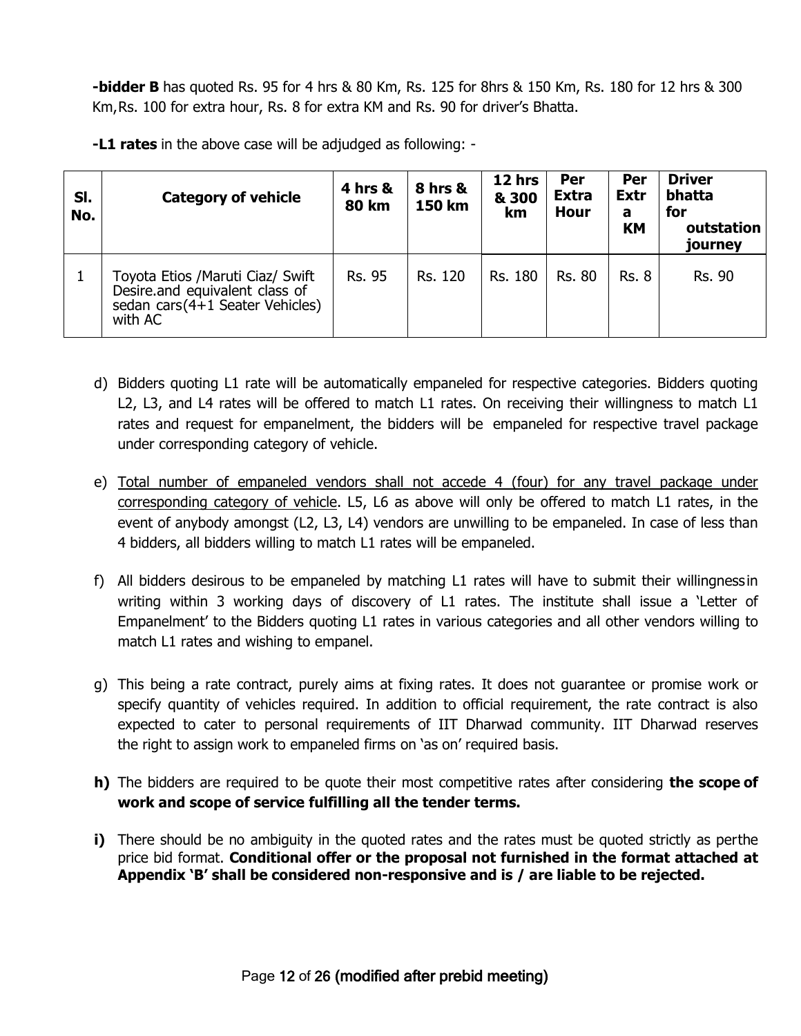**-bidder B** has quoted Rs. 95 for 4 hrs & 80 Km, Rs. 125 for 8hrs & 150 Km, Rs. 180 for 12 hrs & 300 Km, Rs. 100 for extra hour, Rs. 8 for extra KM and Rs. 90 for driver's Bhatta.

**-L1 rates** in the above case will be adjudged as following: -

| Sl. No. | Category of vehicle | 4 hrs & 80 km | 8 hrs & 150 km | 12 hrs & 300 km | Per Extra Hour | Per Extra KM | Driver bhatta for outstation journey |
|---|---|---|---|---|---|---|---|
| 1 | Toyota Etios /Maruti Ciaz/ Swift Desire.and equivalent class of sedan cars(4+1 Seater Vehicles) with AC | Rs. 95 | Rs. 120 | Rs. 180 | Rs. 80 | Rs. 8 | Rs. 90 |

d) Bidders quoting L1 rate will be automatically empaneled for respective categories. Bidders quoting L2, L3, and L4 rates will be offered to match L1 rates. On receiving their willingness to match L1 rates and request for empanelment, the bidders will be empaneled for respective travel package under corresponding category of vehicle.

e) <u>Total number of empaneled vendors shall not accede 4 (four) for any travel package under corresponding category of vehicle</u>. L5, L6 as above will only be offered to match L1 rates, in the event of anybody amongst (L2, L3, L4) vendors are unwilling to be empaneled. In case of less than 4 bidders, all bidders willing to match L1 rates will be empaneled.

f) All bidders desirous to be empaneled by matching L1 rates will have to submit their willingness in writing within 3 working days of discovery of L1 rates. The institute shall issue a 'Letter of Empanelment' to the Bidders quoting L1 rates in various categories and all other vendors willing to match L1 rates and wishing to empanel.

g) This being a rate contract, purely aims at fixing rates. It does not guarantee or promise work or specify quantity of vehicles required. In addition to official requirement, the rate contract is also expected to cater to personal requirements of IIT Dharwad community. IIT Dharwad reserves the right to assign work to empaneled firms on 'as on' required basis.

**h)** The bidders are required to be quote their most competitive rates after considering **the scope of work and scope of service fulfilling all the tender terms.**

**i)** There should be no ambiguity in the quoted rates and the rates must be quoted strictly as per the price bid format. **Conditional offer or the proposal not furnished in the format attached at Appendix 'B' shall be considered non-responsive and is / are liable to be rejected.**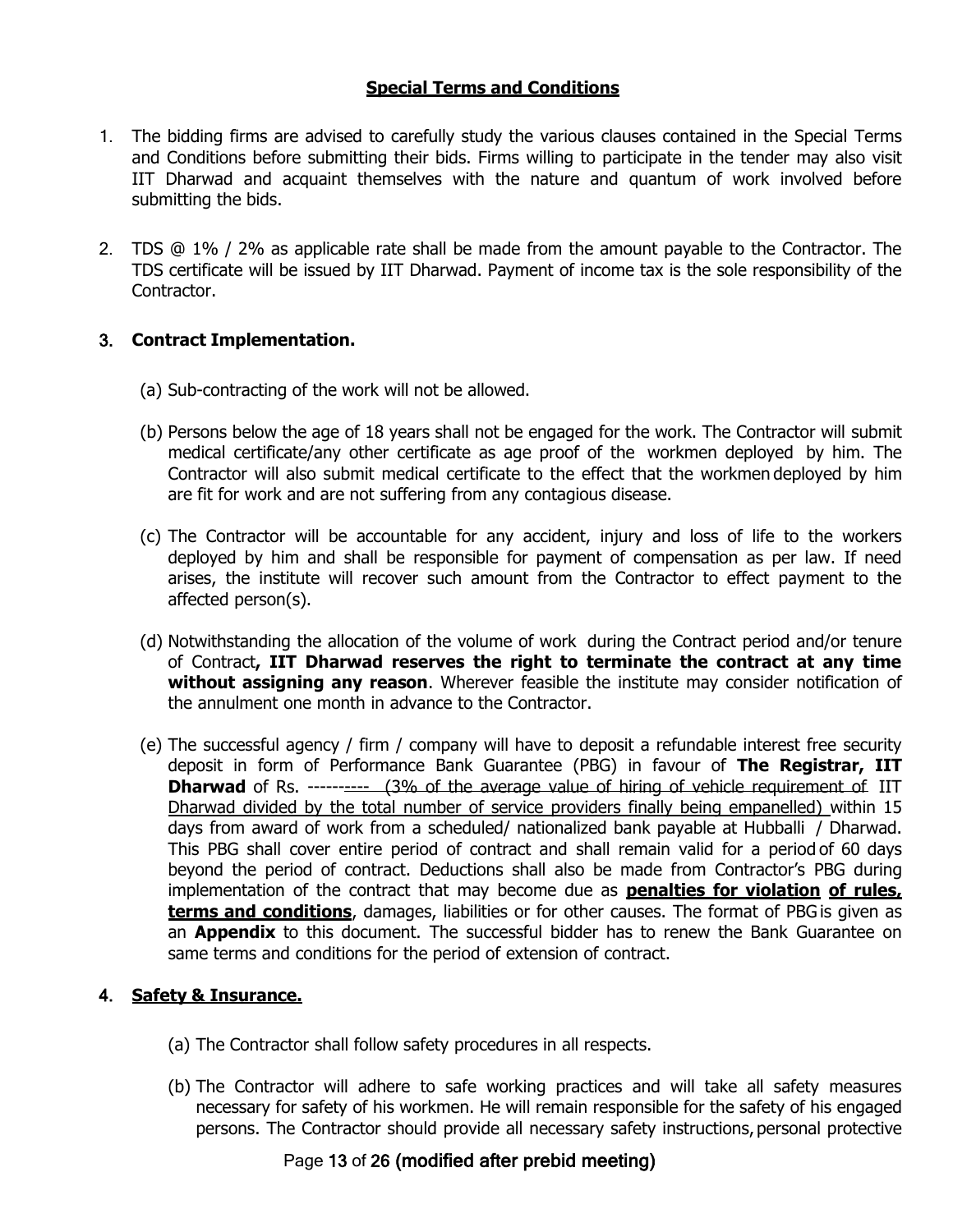## Special Terms and Conditions

1. The bidding firms are advised to carefully study the various clauses contained in the Special Terms and Conditions before submitting their bids. Firms willing to participate in the tender may also visit IIT Dharwad and acquaint themselves with the nature and quantum of work involved before submitting the bids.

2. TDS @ 1% / 2% as applicable rate shall be made from the amount payable to the Contractor. The TDS certificate will be issued by IIT Dharwad. Payment of income tax is the sole responsibility of the Contractor.

3. **Contract Implementation.**

   (a) Sub-contracting of the work will not be allowed.

   (b) Persons below the age of 18 years shall not be engaged for the work. The Contractor will submit medical certificate/any other certificate as age proof of the workmen deployed by him. The Contractor will also submit medical certificate to the effect that the workmen deployed by him are fit for work and are not suffering from any contagious disease.

   (c) The Contractor will be accountable for any accident, injury and loss of life to the workers deployed by him and shall be responsible for payment of compensation as per law. If need arises, the institute will recover such amount from the Contractor to effect payment to the affected person(s).

   (d) Notwithstanding the allocation of the volume of work during the Contract period and/or tenure of Contract**, IIT Dharwad reserves the right to terminate the contract at any time without assigning any reason**. Wherever feasible the institute may consider notification of the annulment one month in advance to the Contractor.

   (e) The successful agency / firm / company will have to deposit a refundable interest free security deposit in form of Performance Bank Guarantee (PBG) in favour of **The Registrar, IIT Dharwad** of Rs. ---------- (3% of the average value of hiring of vehicle requirement of IIT Dharwad divided by the total number of service providers finally being empanelled) within 15 days from award of work from a scheduled/ nationalized bank payable at Hubballi / Dharwad. This PBG shall cover entire period of contract and shall remain valid for a period of 60 days beyond the period of contract. Deductions shall also be made from Contractor's PBG during implementation of the contract that may become due as **penalties for violation of rules, terms and conditions**, damages, liabilities or for other causes. The format of PBG is given as an **Appendix** to this document. The successful bidder has to renew the Bank Guarantee on same terms and conditions for the period of extension of contract.

4. **Safety & Insurance.**

   (a) The Contractor shall follow safety procedures in all respects.

   (b) The Contractor will adhere to safe working practices and will take all safety measures necessary for safety of his workmen. He will remain responsible for the safety of his engaged persons. The Contractor should provide all necessary safety instructions, personal protective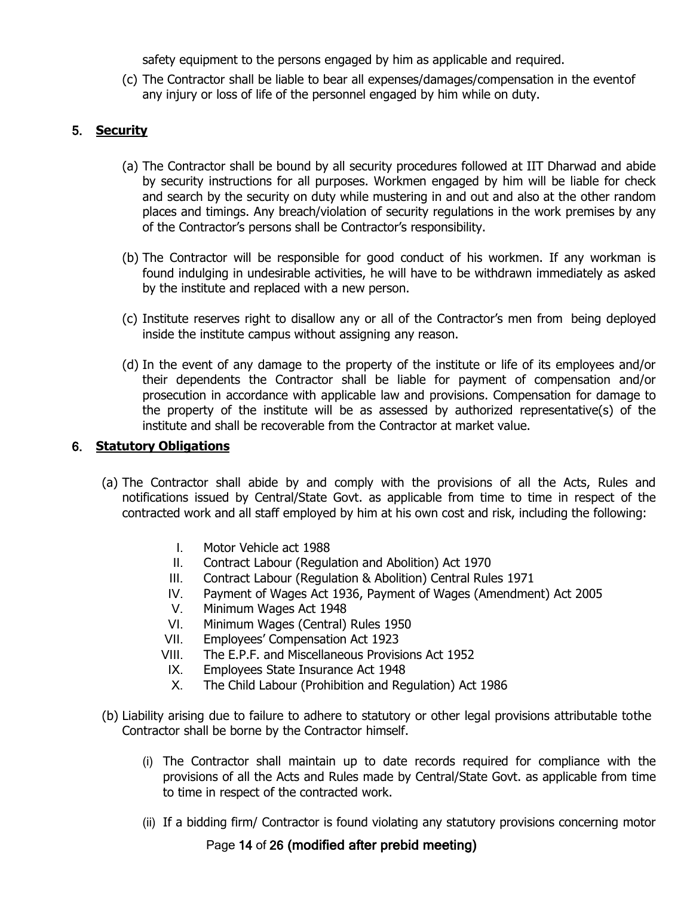safety equipment to the persons engaged by him as applicable and required.

(c) The Contractor shall be liable to bear all expenses/damages/compensation in the eventof any injury or loss of life of the personnel engaged by him while on duty.

## 5. Security

(a) The Contractor shall be bound by all security procedures followed at IIT Dharwad and abide by security instructions for all purposes. Workmen engaged by him will be liable for check and search by the security on duty while mustering in and out and also at the other random places and timings. Any breach/violation of security regulations in the work premises by any of the Contractor's persons shall be Contractor's responsibility.

(b) The Contractor will be responsible for good conduct of his workmen. If any workman is found indulging in undesirable activities, he will have to be withdrawn immediately as asked by the institute and replaced with a new person.

(c) Institute reserves right to disallow any or all of the Contractor's men from being deployed inside the institute campus without assigning any reason.

(d) In the event of any damage to the property of the institute or life of its employees and/or their dependents the Contractor shall be liable for payment of compensation and/or prosecution in accordance with applicable law and provisions. Compensation for damage to the property of the institute will be as assessed by authorized representative(s) of the institute and shall be recoverable from the Contractor at market value.

## 6. Statutory Obligations

(a) The Contractor shall abide by and comply with the provisions of all the Acts, Rules and notifications issued by Central/State Govt. as applicable from time to time in respect of the contracted work and all staff employed by him at his own cost and risk, including the following:

I. Motor Vehicle act 1988
II. Contract Labour (Regulation and Abolition) Act 1970
III. Contract Labour (Regulation & Abolition) Central Rules 1971
IV. Payment of Wages Act 1936, Payment of Wages (Amendment) Act 2005
V. Minimum Wages Act 1948
VI. Minimum Wages (Central) Rules 1950
VII. Employees' Compensation Act 1923
VIII. The E.P.F. and Miscellaneous Provisions Act 1952
IX. Employees State Insurance Act 1948
X. The Child Labour (Prohibition and Regulation) Act 1986

(b) Liability arising due to failure to adhere to statutory or other legal provisions attributable tothe Contractor shall be borne by the Contractor himself.

(i) The Contractor shall maintain up to date records required for compliance with the provisions of all the Acts and Rules made by Central/State Govt. as applicable from time to time in respect of the contracted work.

(ii) If a bidding firm/ Contractor is found violating any statutory provisions concerning motor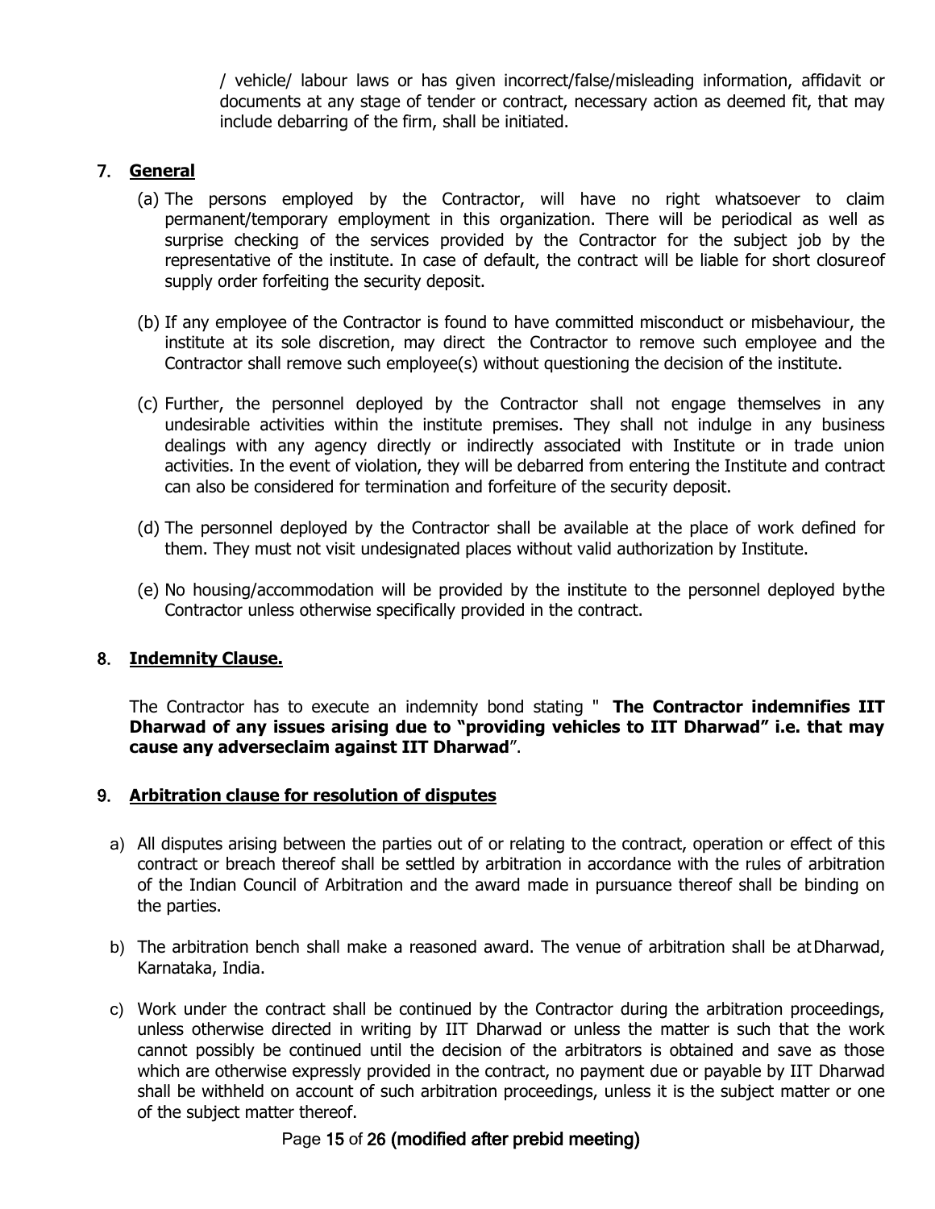/ vehicle/ labour laws or has given incorrect/false/misleading information, affidavit or documents at any stage of tender or contract, necessary action as deemed fit, that may include debarring of the firm, shall be initiated.

## 7. General

(a) The persons employed by the Contractor, will have no right whatsoever to claim permanent/temporary employment in this organization. There will be periodical as well as surprise checking of the services provided by the Contractor for the subject job by the representative of the institute. In case of default, the contract will be liable for short closureof supply order forfeiting the security deposit.

(b) If any employee of the Contractor is found to have committed misconduct or misbehaviour, the institute at its sole discretion, may direct the Contractor to remove such employee and the Contractor shall remove such employee(s) without questioning the decision of the institute.

(c) Further, the personnel deployed by the Contractor shall not engage themselves in any undesirable activities within the institute premises. They shall not indulge in any business dealings with any agency directly or indirectly associated with Institute or in trade union activities. In the event of violation, they will be debarred from entering the Institute and contract can also be considered for termination and forfeiture of the security deposit.

(d) The personnel deployed by the Contractor shall be available at the place of work defined for them. They must not visit undesignated places without valid authorization by Institute.

(e) No housing/accommodation will be provided by the institute to the personnel deployed bythe Contractor unless otherwise specifically provided in the contract.

## 8. Indemnity Clause.

The Contractor has to execute an indemnity bond stating " **The Contractor indemnifies IIT Dharwad of any issues arising due to "providing vehicles to IIT Dharwad" i.e. that may cause any adverseclaim against IIT Dharwad**".

## 9. Arbitration clause for resolution of disputes

a) All disputes arising between the parties out of or relating to the contract, operation or effect of this contract or breach thereof shall be settled by arbitration in accordance with the rules of arbitration of the Indian Council of Arbitration and the award made in pursuance thereof shall be binding on the parties.

b) The arbitration bench shall make a reasoned award. The venue of arbitration shall be atDharwad, Karnataka, India.

c) Work under the contract shall be continued by the Contractor during the arbitration proceedings, unless otherwise directed in writing by IIT Dharwad or unless the matter is such that the work cannot possibly be continued until the decision of the arbitrators is obtained and save as those which are otherwise expressly provided in the contract, no payment due or payable by IIT Dharwad shall be withheld on account of such arbitration proceedings, unless it is the subject matter or one of the subject matter thereof.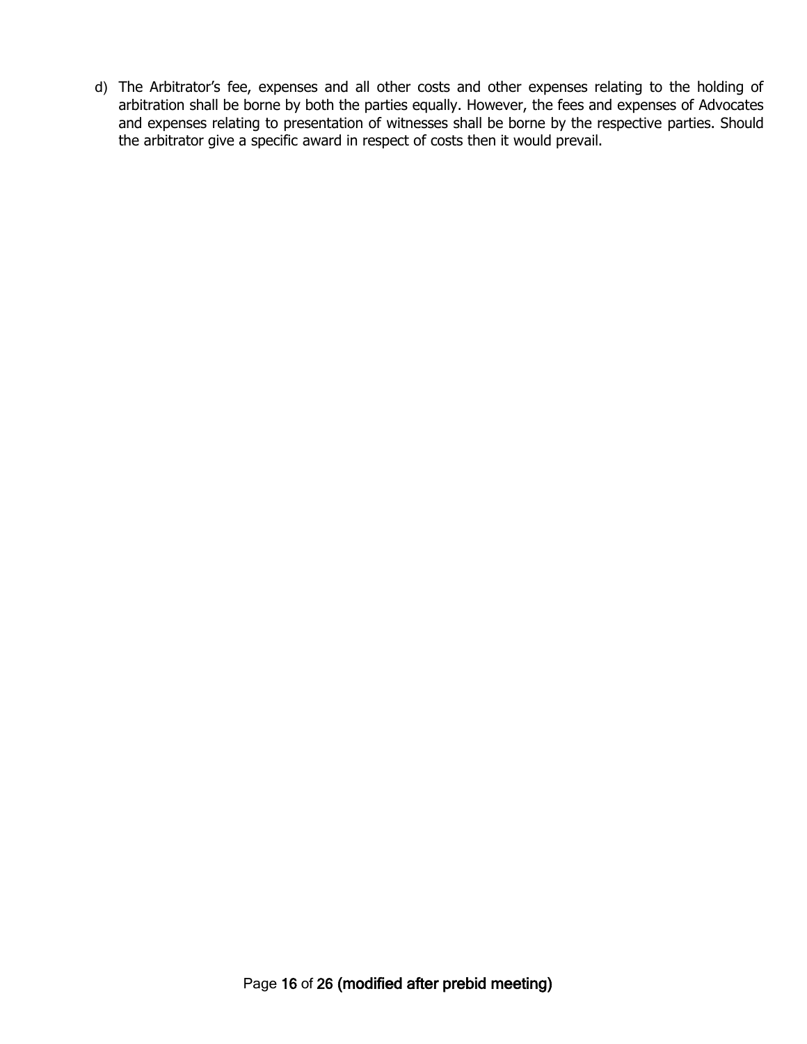d) The Arbitrator's fee, expenses and all other costs and other expenses relating to the holding of arbitration shall be borne by both the parties equally. However, the fees and expenses of Advocates and expenses relating to presentation of witnesses shall be borne by the respective parties. Should the arbitrator give a specific award in respect of costs then it would prevail.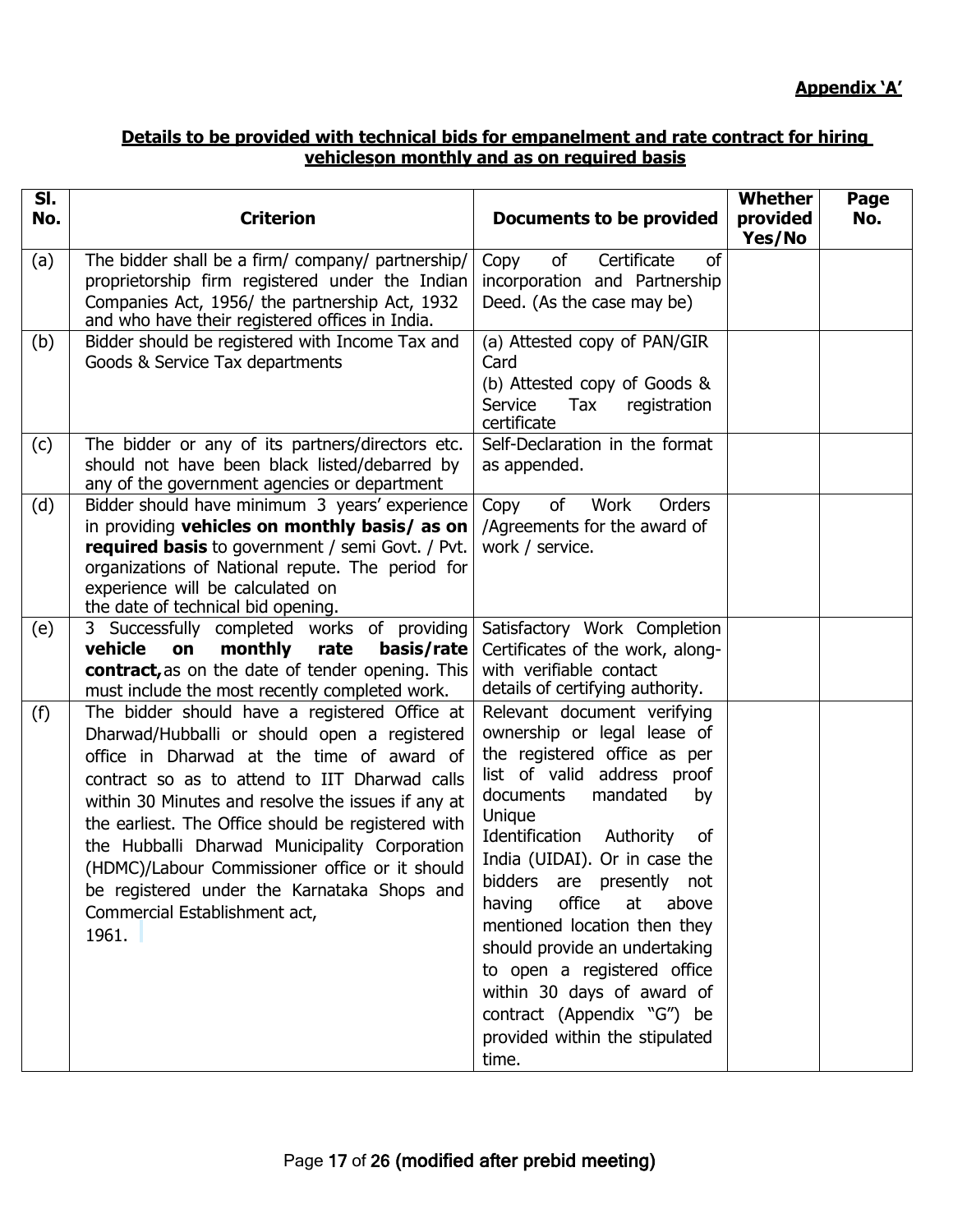**Appendix 'A'**

**Details to be provided with technical bids for empanelment and rate contract for hiring vehicleson monthly and as on required basis**

| Sl. No. | Criterion | Documents to be provided | Whether provided Yes/No | Page No. |
|---|---|---|---|---|
| (a) | The bidder shall be a firm/ company/ partnership/ proprietorship firm registered under the Indian Companies Act, 1956/ the partnership Act, 1932 and who have their registered offices in India. | Copy of Certificate of incorporation and Partnership Deed. (As the case may be) | | |
| (b) | Bidder should be registered with Income Tax and Goods & Service Tax departments | (a) Attested copy of PAN/GIR Card<br>(b) Attested copy of Goods & Service Tax registration certificate | | |
| (c) | The bidder or any of its partners/directors etc. should not have been black listed/debarred by any of the government agencies or department | Self-Declaration in the format as appended. | | |
| (d) | Bidder should have minimum 3 years' experience in providing **vehicles on monthly basis/ as on required basis** to government / semi Govt. / Pvt. organizations of National repute. The period for experience will be calculated on the date of technical bid opening. | Copy of Work Orders /Agreements for the award of work / service. | | |
| (e) | 3 Successfully completed works of providing **vehicle on monthly rate basis/rate contract,** as on the date of tender opening. This must include the most recently completed work. | Satisfactory Work Completion Certificates of the work, along-with verifiable contact details of certifying authority. | | |
| (f) | The bidder should have a registered Office at Dharwad/Hubballi or should open a registered office in Dharwad at the time of award of contract so as to attend to IIT Dharwad calls within 30 Minutes and resolve the issues if any at the earliest. The Office should be registered with the Hubballi Dharwad Municipality Corporation (HDMC)/Labour Commissioner office or it should be registered under the Karnataka Shops and Commercial Establishment act, 1961. | Relevant document verifying ownership or legal lease of the registered office as per list of valid address proof documents mandated by Unique Identification Authority of India (UIDAI). Or in case the bidders are presently not having office at above mentioned location then they should provide an undertaking to open a registered office within 30 days of award of contract (Appendix "G") be provided within the stipulated time. | | |

(modified after prebid meeting)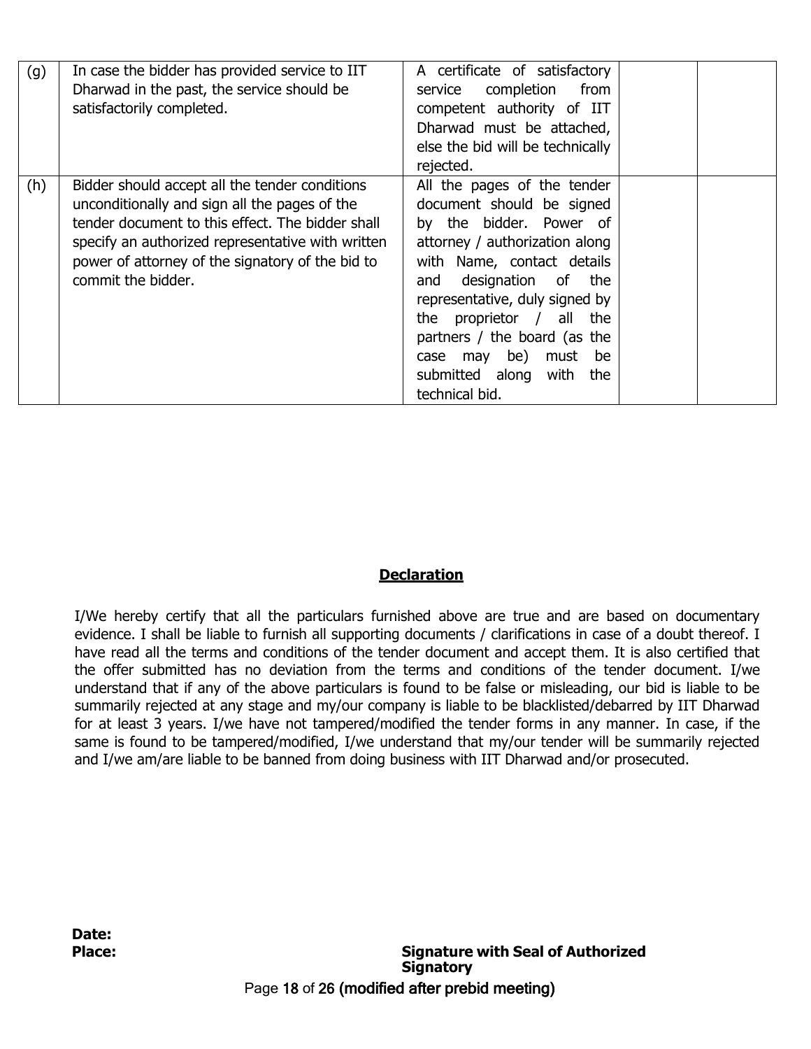| | | | | |
|---|---|---|---|---|
| (g) | In case the bidder has provided service to IIT Dharwad in the past, the service should be satisfactorily completed. | A certificate of satisfactory service completion from competent authority of IIT Dharwad must be attached, else the bid will be technically rejected. | | |
| (h) | Bidder should accept all the tender conditions unconditionally and sign all the pages of the tender document to this effect. The bidder shall specify an authorized representative with written power of attorney of the signatory of the bid to commit the bidder. | All the pages of the tender document should be signed by the bidder. Power of attorney / authorization along with Name, contact details and designation of the representative, duly signed by the proprietor / all the partners / the board (as the case may be) must be submitted along with the technical bid. | | |

**Declaration**

I/We hereby certify that all the particulars furnished above are true and are based on documentary evidence. I shall be liable to furnish all supporting documents / clarifications in case of a doubt thereof. I have read all the terms and conditions of the tender document and accept them. It is also certified that the offer submitted has no deviation from the terms and conditions of the tender document. I/we understand that if any of the above particulars is found to be false or misleading, our bid is liable to be summarily rejected at any stage and my/our company is liable to be blacklisted/debarred by IIT Dharwad for at least 3 years. I/we have not tampered/modified the tender forms in any manner. In case, if the same is found to be tampered/modified, I/we understand that my/our tender will be summarily rejected and I/we am/are liable to be banned from doing business with IIT Dharwad and/or prosecuted.

**Date:**

**Place:** **Signature with Seal of Authorized Signatory**

(modified after prebid meeting)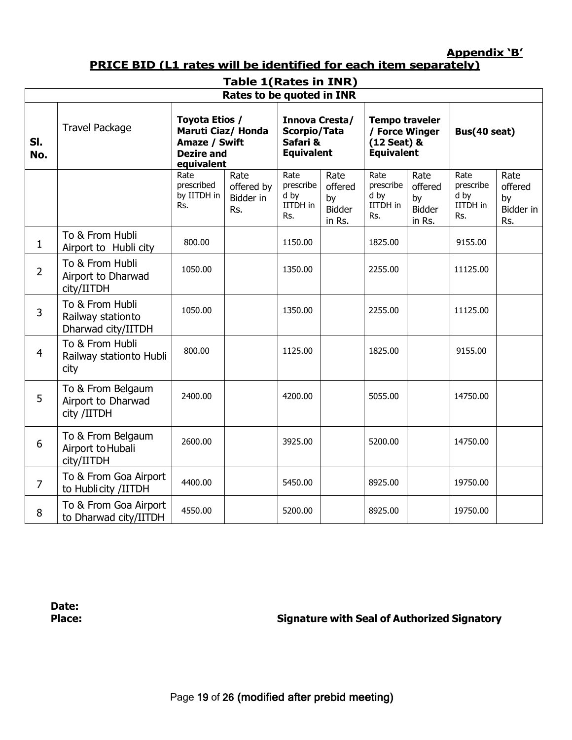**Appendix 'B'**

## PRICE BID (L1 rates will be identified for each item separately)

### Table 1(Rates in INR)

| Rates to be quoted in INR | | | | | | | | | |
|---|---|---|---|---|---|---|---|---|---|
| Sl. No. | Travel Package | Toyota Etios / Maruti Ciaz/ Honda Amaze / Swift Dezire and equivalent | | Innova Cresta/ Scorpio/Tata Safari & Equivalent | | Tempo traveler / Force Winger (12 Seat) & Equivalent | | Bus(40 seat) | |
| | | Rate prescribed by IITDH in Rs. | Rate offered by Bidder in Rs. | Rate prescribed by IITDH in Rs. | Rate offered by Bidder in Rs. | Rate prescribed by IITDH in Rs. | Rate offered by Bidder in Rs. | Rate prescribed by IITDH in Rs. | Rate offered by Bidder in Rs. |
| 1 | To & From Hubli Airport to Hubli city | 800.00 | | 1150.00 | | 1825.00 | | 9155.00 | |
| 2 | To & From Hubli Airport to Dharwad city/IITDH | 1050.00 | | 1350.00 | | 2255.00 | | 11125.00 | |
| 3 | To & From Hubli Railway stationto Dharwad city/IITDH | 1050.00 | | 1350.00 | | 2255.00 | | 11125.00 | |
| 4 | To & From Hubli Railway stationto Hubli city | 800.00 | | 1125.00 | | 1825.00 | | 9155.00 | |
| 5 | To & From Belgaum Airport to Dharwad city /IITDH | 2400.00 | | 4200.00 | | 5055.00 | | 14750.00 | |
| 6 | To & From Belgaum Airport to Hubali city/IITDH | 2600.00 | | 3925.00 | | 5200.00 | | 14750.00 | |
| 7 | To & From Goa Airport to Hublicity /IITDH | 4400.00 | | 5450.00 | | 8925.00 | | 19750.00 | |
| 8 | To & From Goa Airport to Dharwad city/IITDH | 4550.00 | | 5200.00 | | 8925.00 | | 19750.00 | |

**Date:**

**Place:** **Signature with Seal of Authorized Signatory**

(modified after prebid meeting)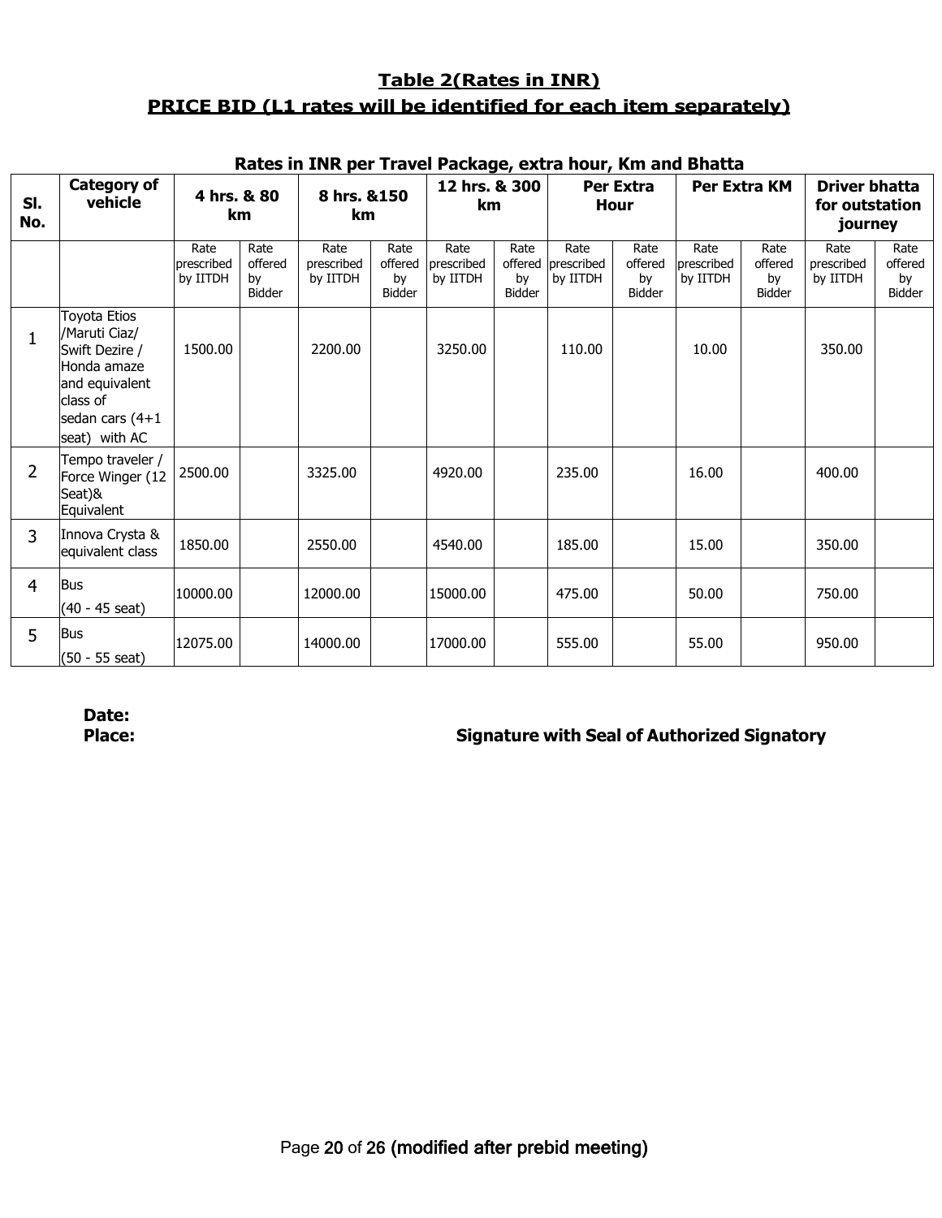## Table 2(Rates in INR)

## PRICE BID (L1 rates will be identified for each item separately)

**Rates in INR per Travel Package, extra hour, Km and Bhatta**

| Sl. No. | Category of vehicle | 4 hrs. & 80 km | | 8 hrs. &150 km | | 12 hrs. & 300 km | | Per Extra Hour | | Per Extra KM | | Driver bhatta for outstation journey | |
|---|---|---|---|---|---|---|---|---|---|---|---|---|---|
| | | Rate prescribed by IITDH | Rate offered by Bidder | Rate prescribed by IITDH | Rate offered by Bidder | Rate prescribed by IITDH | Rate offered by Bidder | Rate prescribed by IITDH | Rate offered by Bidder | Rate prescribed by IITDH | Rate offered by Bidder | Rate prescribed by IITDH | Rate offered by Bidder |
| 1 | Toyota Etios /Maruti Ciaz/ Swift Dezire / Honda amaze and equivalent class of sedan cars (4+1 seat) with AC | 1500.00 | | 2200.00 | | 3250.00 | | 110.00 | | 10.00 | | 350.00 | |
| 2 | Tempo traveler / Force Winger (12 Seat)& Equivalent | 2500.00 | | 3325.00 | | 4920.00 | | 235.00 | | 16.00 | | 400.00 | |
| 3 | Innova Crysta & equivalent class | 1850.00 | | 2550.00 | | 4540.00 | | 185.00 | | 15.00 | | 350.00 | |
| 4 | Bus (40 - 45 seat) | 10000.00 | | 12000.00 | | 15000.00 | | 475.00 | | 50.00 | | 750.00 | |
| 5 | Bus (50 - 55 seat) | 12075.00 | | 14000.00 | | 17000.00 | | 555.00 | | 55.00 | | 950.00 | |

**Date:**

**Place:** **Signature with Seal of Authorized Signatory**

(modified after prebid meeting)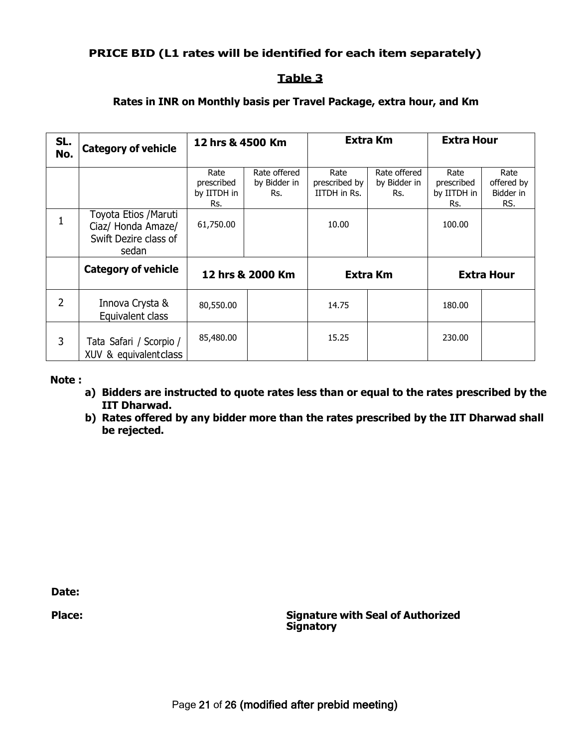**PRICE BID (L1 rates will be identified for each item separately)**

**Table 3**

**Rates in INR on Monthly basis per Travel Package, extra hour, and Km**

| SL. No. | Category of vehicle | 12 hrs & 4500 Km | | Extra Km | | Extra Hour | |
|---|---|---|---|---|---|---|---|
| | | Rate prescribed by IITDH in Rs. | Rate offered by Bidder in Rs. | Rate prescribed by IITDH in Rs. | Rate offered by Bidder in Rs. | Rate prescribed by IITDH in Rs. | Rate offered by Bidder in RS. |
| 1 | Toyota Etios /Maruti Ciaz/ Honda Amaze/ Swift Dezire class of sedan | 61,750.00 | | 10.00 | | 100.00 | |
| | **Category of vehicle** | **12 hrs & 2000 Km** | | **Extra Km** | | **Extra Hour** | |
| 2 | Innova Crysta & Equivalent class | 80,550.00 | | 14.75 | | 180.00 | |
| 3 | Tata Safari / Scorpio / XUV & equivalentclass | 85,480.00 | | 15.25 | | 230.00 | |

**Note :**

a) **Bidders are instructed to quote rates less than or equal to the rates prescribed by the IIT Dharwad.**
b) **Rates offered by any bidder more than the rates prescribed by the IIT Dharwad shall be rejected.**

**Date:**

**Place:** **Signature with Seal of Authorized Signatory**

(modified after prebid meeting)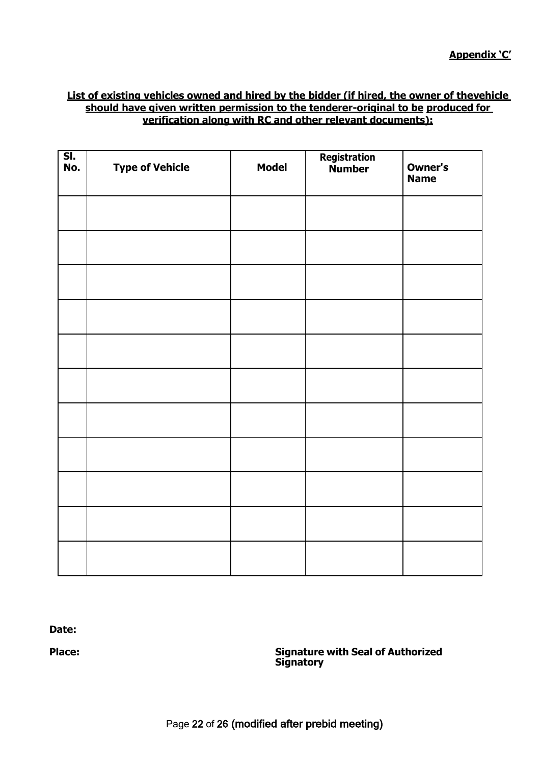**Appendix 'C'**

**List of existing vehicles owned and hired by the bidder (if hired, the owner of thevehicle should have given written permission to the tenderer-original to be produced for verification along with RC and other relevant documents):**

| Sl. No. | Type of Vehicle | Model | Registration Number | Owner's Name |
|---|---|---|---|---|
| | | | | |
| | | | | |
| | | | | |
| | | | | |
| | | | | |
| | | | | |
| | | | | |
| | | | | |
| | | | | |
| | | | | |
| | | | | |

**Date:**

**Place:**

**Signature with Seal of Authorized Signatory**

(modified after prebid meeting)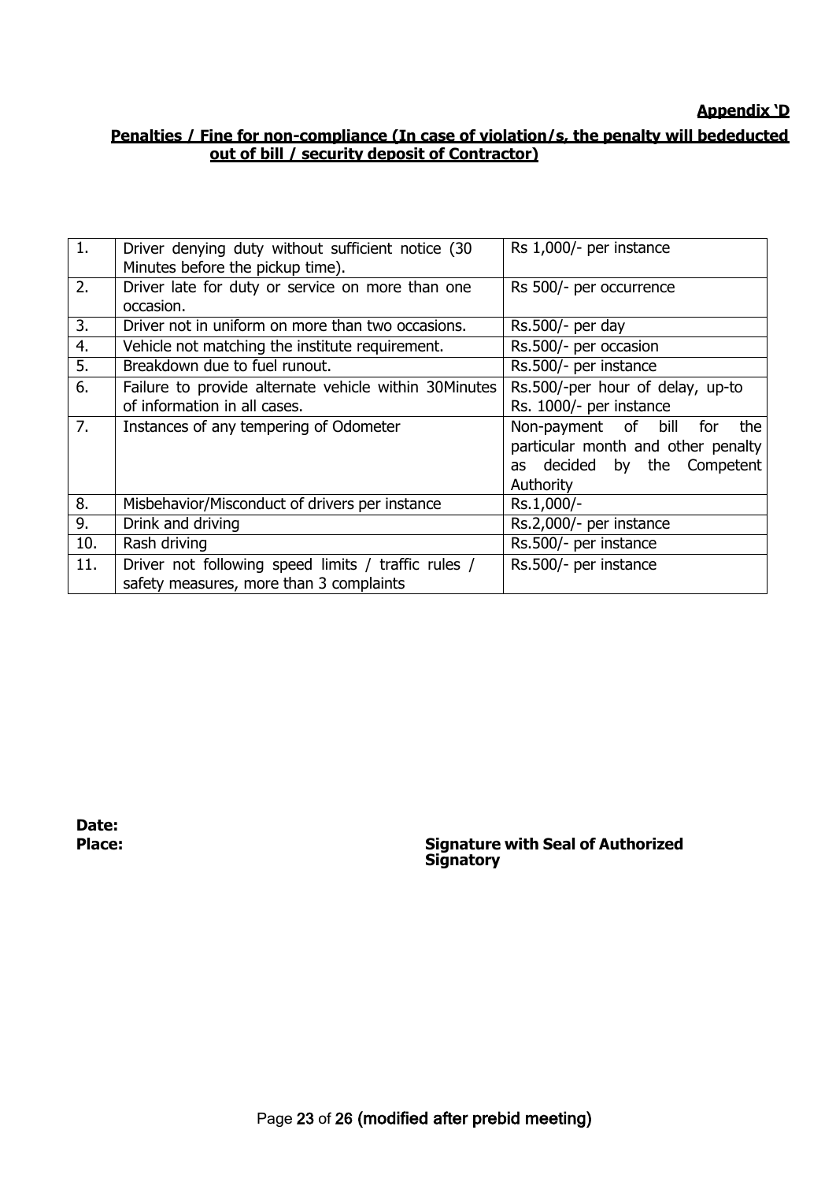**Appendix 'D**

**Penalties / Fine for non-compliance (In case of violation/s, the penalty will bededucted out of bill / security deposit of Contractor)**

| | | |
|---|---|---|
| 1. | Driver denying duty without sufficient notice (30 Minutes before the pickup time). | Rs 1,000/- per instance |
| 2. | Driver late for duty or service on more than one occasion. | Rs 500/- per occurrence |
| 3. | Driver not in uniform on more than two occasions. | Rs.500/- per day |
| 4. | Vehicle not matching the institute requirement. | Rs.500/- per occasion |
| 5. | Breakdown due to fuel runout. | Rs.500/- per instance |
| 6. | Failure to provide alternate vehicle within 30Minutes of information in all cases. | Rs.500/-per hour of delay, up-to Rs. 1000/- per instance |
| 7. | Instances of any tempering of Odometer | Non-payment of bill for the particular month and other penalty as decided by the Competent Authority |
| 8. | Misbehavior/Misconduct of drivers per instance | Rs.1,000/- |
| 9. | Drink and driving | Rs.2,000/- per instance |
| 10. | Rash driving | Rs.500/- per instance |
| 11. | Driver not following speed limits / traffic rules / safety measures, more than 3 complaints | Rs.500/- per instance |

**Date:**

**Place:**

**Signature with Seal of Authorized Signatory**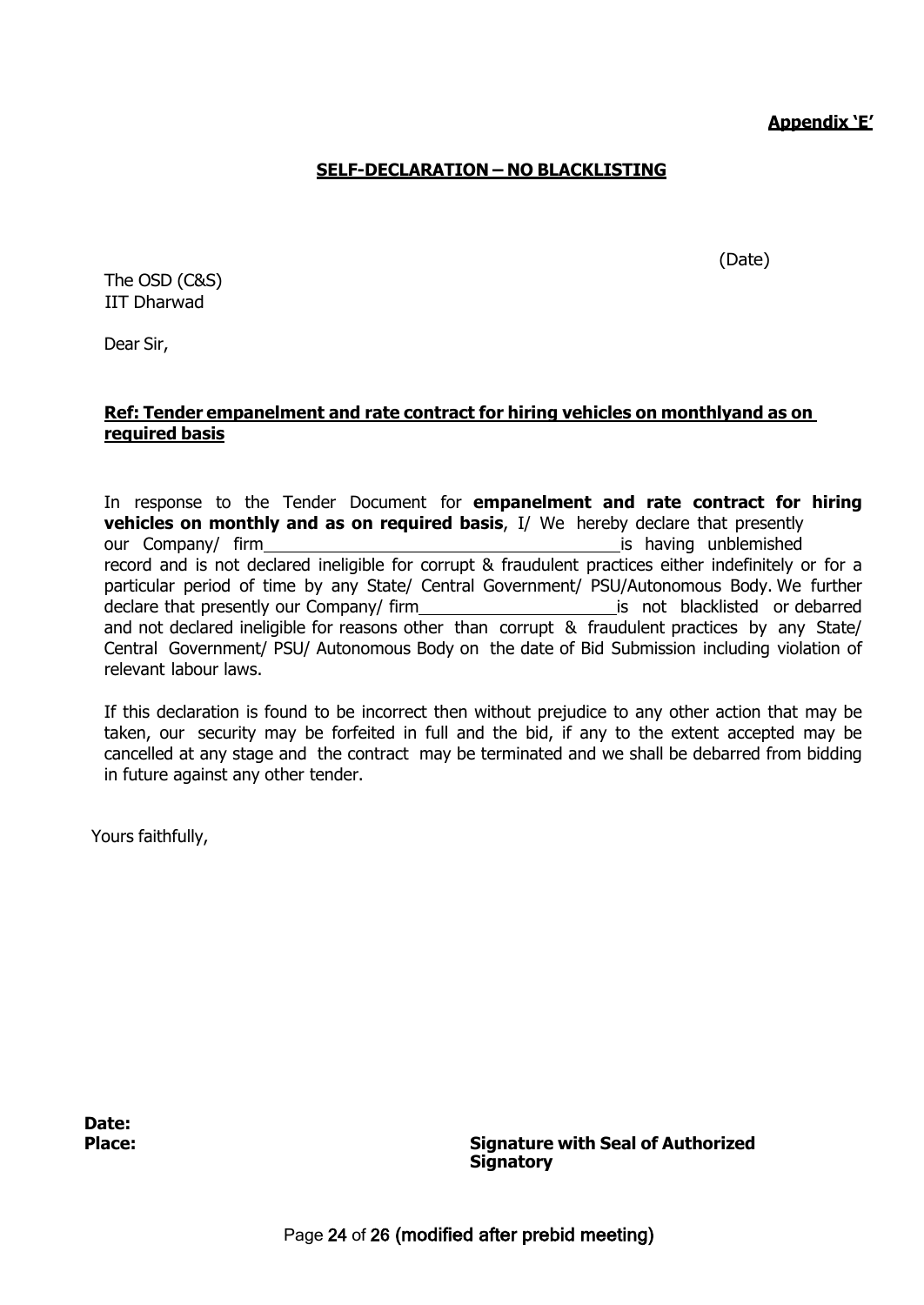**Appendix 'E'**

**SELF-DECLARATION – NO BLACKLISTING**

(Date)

The OSD (C&S)
IIT Dharwad

Dear Sir,

**Ref: Tender empanelment and rate contract for hiring vehicles on monthlyand as on required basis**

In response to the Tender Document for **empanelment and rate contract for hiring vehicles on monthly and as on required basis**, I/ We hereby declare that presently our Company/ firm\_\_\_\_\_\_\_\_\_\_\_\_\_\_\_\_\_\_\_\_\_\_\_\_\_\_\_\_\_\_\_\_is having unblemished record and is not declared ineligible for corrupt & fraudulent practices either indefinitely or for a particular period of time by any State/ Central Government/ PSU/Autonomous Body. We further declare that presently our Company/ firm\_\_\_\_\_\_\_\_\_\_\_\_\_\_\_\_\_\_is not blacklisted or debarred and not declared ineligible for reasons other than corrupt & fraudulent practices by any State/ Central Government/ PSU/ Autonomous Body on the date of Bid Submission including violation of relevant labour laws.

If this declaration is found to be incorrect then without prejudice to any other action that may be taken, our security may be forfeited in full and the bid, if any to the extent accepted may be cancelled at any stage and the contract may be terminated and we shall be debarred from bidding in future against any other tender.

Yours faithfully,

**Date:**
**Place:**

**Signature with Seal of Authorized Signatory**

(modified after prebid meeting)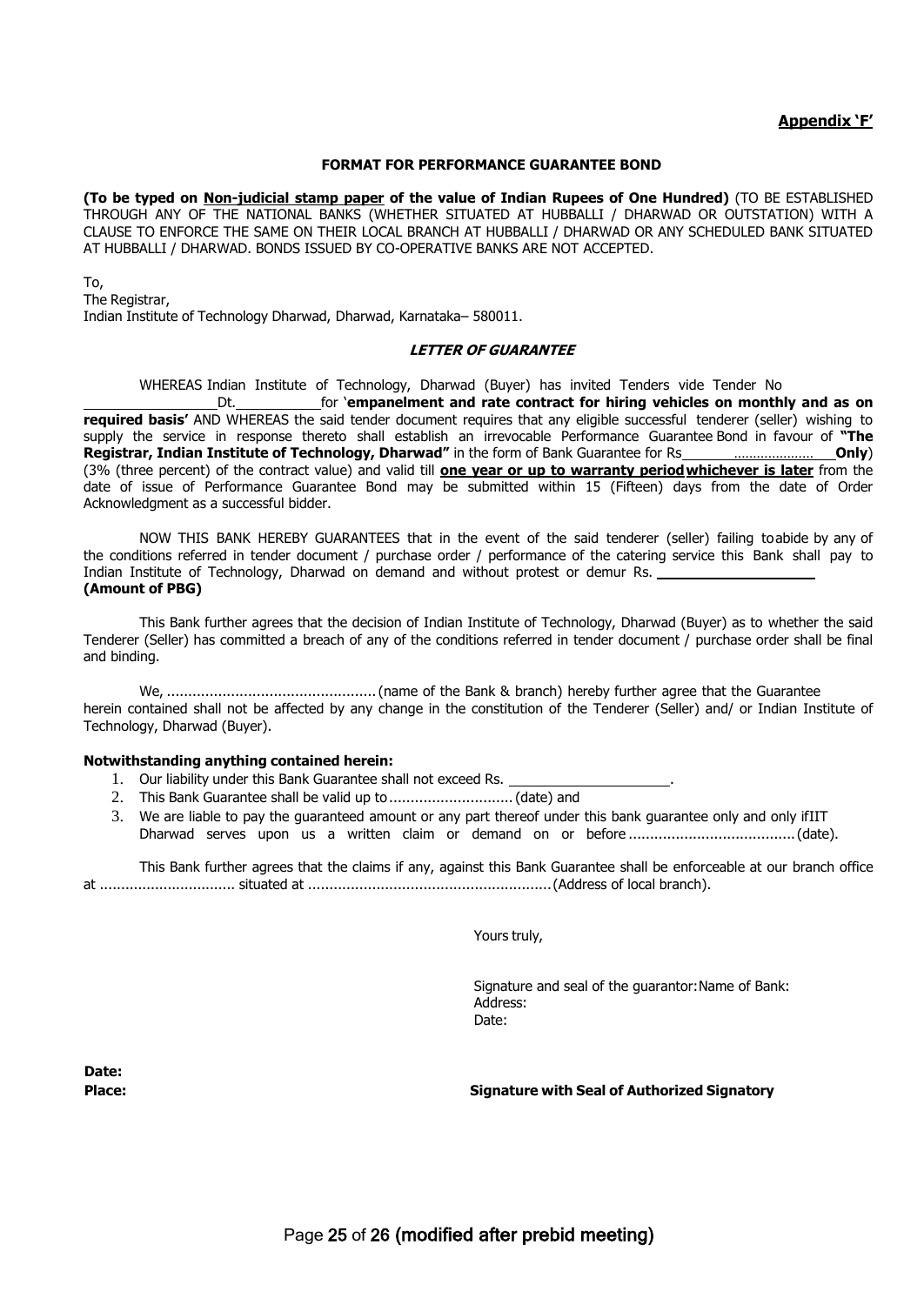**Appendix 'F'**

**FORMAT FOR PERFORMANCE GUARANTEE BOND**

**(To be typed on Non-judicial stamp paper of the value of Indian Rupees of One Hundred)** (TO BE ESTABLISHED THROUGH ANY OF THE NATIONAL BANKS (WHETHER SITUATED AT HUBBALLI / DHARWAD OR OUTSTATION) WITH A CLAUSE TO ENFORCE THE SAME ON THEIR LOCAL BRANCH AT HUBBALLI / DHARWAD OR ANY SCHEDULED BANK SITUATED AT HUBBALLI / DHARWAD. BONDS ISSUED BY CO-OPERATIVE BANKS ARE NOT ACCEPTED.

To,
The Registrar,
Indian Institute of Technology Dharwad, Dharwad, Karnataka– 580011.

***LETTER OF GUARANTEE***

WHEREAS Indian Institute of Technology, Dharwad (Buyer) has invited Tenders vide Tender No ________________ Dt. __________ for '**empanelment and rate contract for hiring vehicles on monthly and as on required basis'** AND WHEREAS the said tender document requires that any eligible successful tenderer (seller) wishing to supply the service in response thereto shall establish an irrevocable Performance Guarantee Bond in favour of **"The Registrar, Indian Institute of Technology, Dharwad"** in the form of Bank Guarantee for Rs ……………….. **Only**) (3% (three percent) of the contract value) and valid till **one year or up to warranty period whichever is later** from the date of issue of Performance Guarantee Bond may be submitted within 15 (Fifteen) days from the date of Order Acknowledgment as a successful bidder.

NOW THIS BANK HEREBY GUARANTEES that in the event of the said tenderer (seller) failing to abide by any of the conditions referred in tender document / purchase order / performance of the catering service this Bank shall pay to Indian Institute of Technology, Dharwad on demand and without protest or demur Rs. ____________________
**(Amount of PBG)**

This Bank further agrees that the decision of Indian Institute of Technology, Dharwad (Buyer) as to whether the said Tenderer (Seller) has committed a breach of any of the conditions referred in tender document / purchase order shall be final and binding.

We, ................................................. (name of the Bank & branch) hereby further agree that the Guarantee herein contained shall not be affected by any change in the constitution of the Tenderer (Seller) and/ or Indian Institute of Technology, Dharwad (Buyer).

**Notwithstanding anything contained herein:**

1. Our liability under this Bank Guarantee shall not exceed Rs. ____________________.
2. This Bank Guarantee shall be valid up to ............................ (date) and
3. We are liable to pay the guaranteed amount or any part thereof under this bank guarantee only and only if IIT Dharwad serves upon us a written claim or demand on or before ...................................... (date).

This Bank further agrees that the claims if any, against this Bank Guarantee shall be enforceable at our branch office at ................................ situated at ......................................................... (Address of local branch).

Yours truly,

Signature and seal of the guarantor: Name of Bank:
Address:
Date:

**Date:**
**Place:** **Signature with Seal of Authorized Signatory**

(modified after prebid meeting)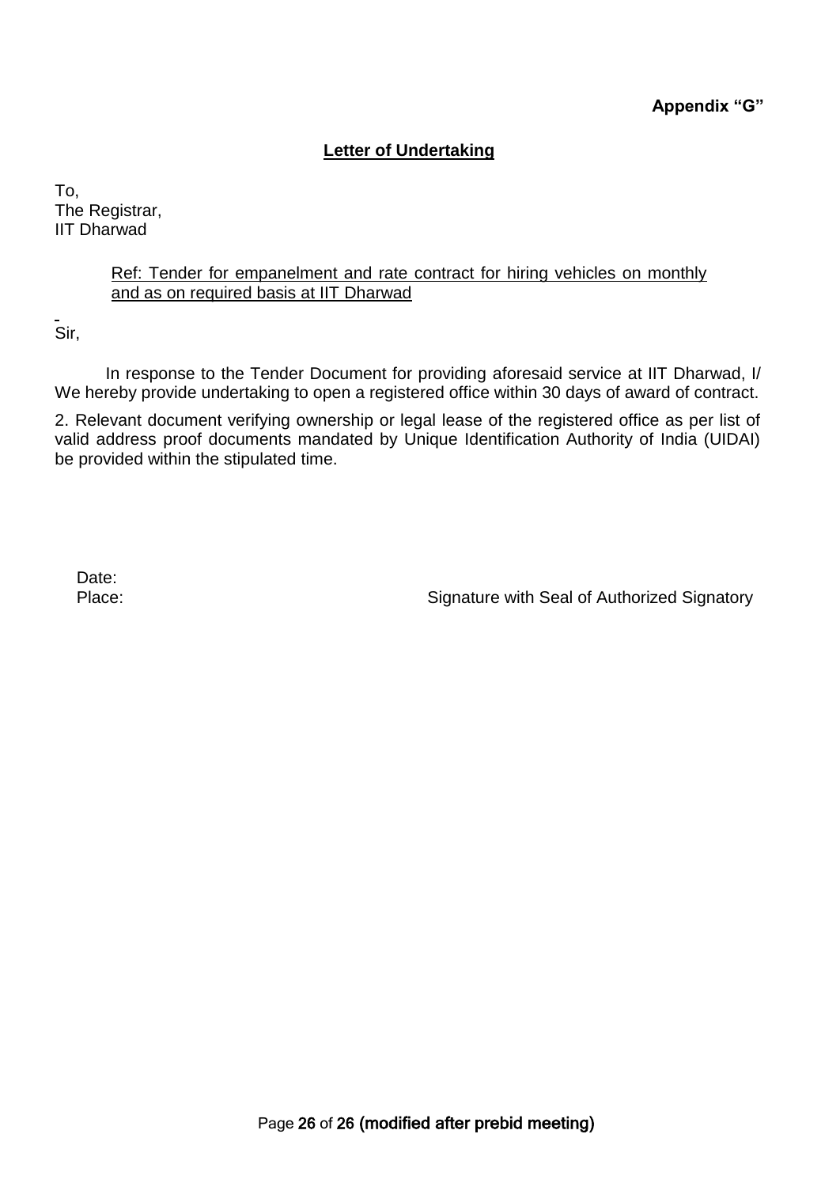**Appendix "G"**

## Letter of Undertaking

To,
The Registrar,
IIT Dharwad

Ref: Tender for empanelment and rate contract for hiring vehicles on monthly and as on required basis at IIT Dharwad

Sir,

In response to the Tender Document for providing aforesaid service at IIT Dharwad, I/ We hereby provide undertaking to open a registered office within 30 days of award of contract.

2. Relevant document verifying ownership or legal lease of the registered office as per list of valid address proof documents mandated by Unique Identification Authority of India (UIDAI) be provided within the stipulated time.

Date:
Place:

Signature with Seal of Authorized Signatory